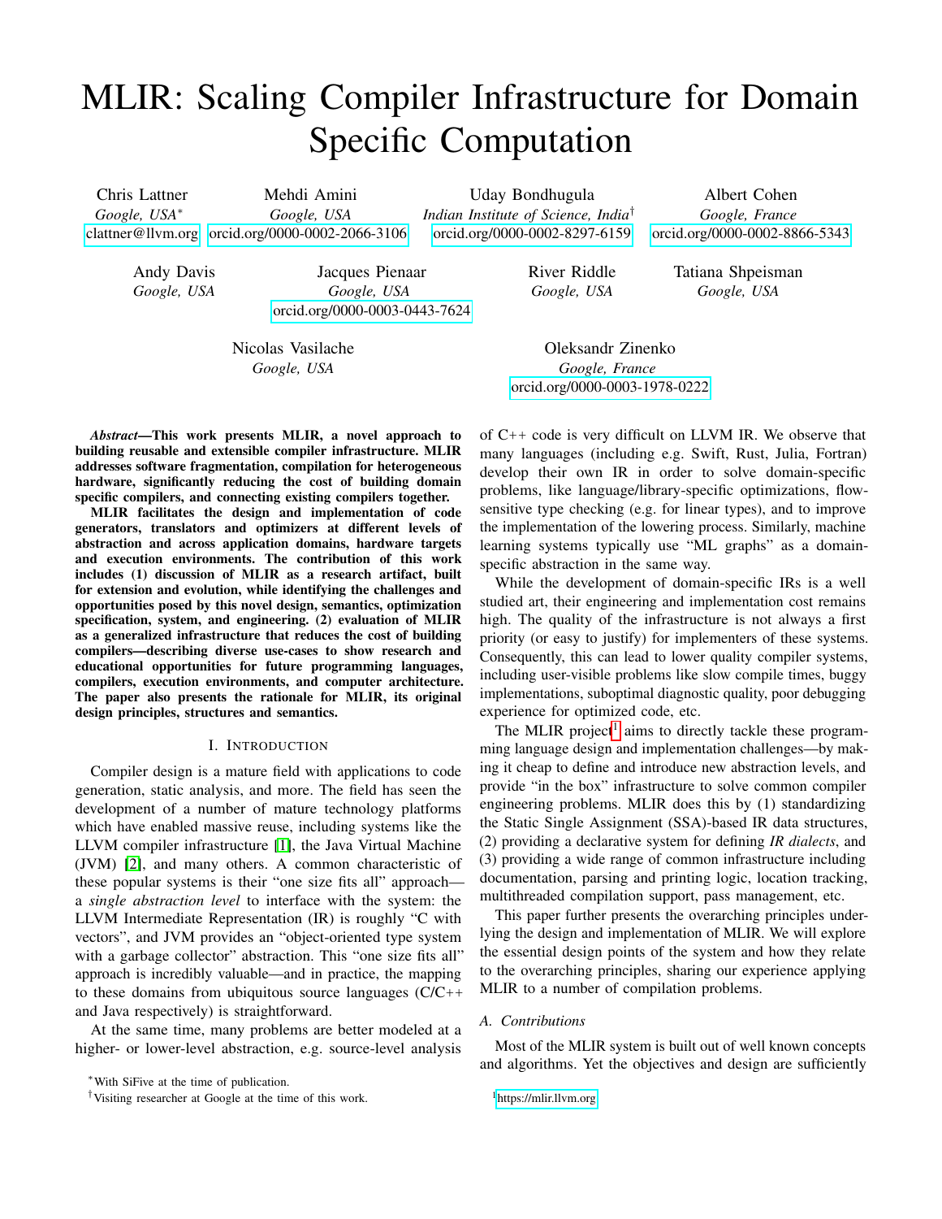# MLIR: Scaling Compiler Infrastructure for Domain Specific Computation

Chris Lattner
*Google, USA*[*]
clattner@llvm.org

Mehdi Amini
*Google, USA*
orcid.org/0000-0002-2066-3106

Uday Bondhugula
*Indian Institute of Science, India*[†]
orcid.org/0000-0002-8297-6159

Albert Cohen
*Google, France*
orcid.org/0000-0002-8866-5343

Andy Davis
*Google, USA*

Jacques Pienaar
*Google, USA*
orcid.org/0000-0003-0443-7624

River Riddle
*Google, USA*

Tatiana Shpeisman
*Google, USA*

Nicolas Vasilache
*Google, USA*

Oleksandr Zinenko
*Google, France*
orcid.org/0000-0003-1978-0222

***Abstract*—This work presents MLIR, a novel approach to building reusable and extensible compiler infrastructure. MLIR addresses software fragmentation, compilation for heterogeneous hardware, significantly reducing the cost of building domain specific compilers, and connecting existing compilers together.**

**MLIR facilitates the design and implementation of code generators, translators and optimizers at different levels of abstraction and across application domains, hardware targets and execution environments. The contribution of this work includes (1) discussion of MLIR as a research artifact, built for extension and evolution, while identifying the challenges and opportunities posed by this novel design, semantics, optimization specification, system, and engineering. (2) evaluation of MLIR as a generalized infrastructure that reduces the cost of building compilers—describing diverse use-cases to show research and educational opportunities for future programming languages, compilers, execution environments, and computer architecture. The paper also presents the rationale for MLIR, its original design principles, structures and semantics.**

## I. Introduction

Compiler design is a mature field with applications to code generation, static analysis, and more. The field has seen the development of a number of mature technology platforms which have enabled massive reuse, including systems like the LLVM compiler infrastructure [1], the Java Virtual Machine (JVM) [2], and many others. A common characteristic of these popular systems is their "one size fits all" approach—a *single abstraction level* to interface with the system: the LLVM Intermediate Representation (IR) is roughly "C with vectors", and JVM provides an "object-oriented type system with a garbage collector" abstraction. This "one size fits all" approach is incredibly valuable—and in practice, the mapping to these domains from ubiquitous source languages (C/C++ and Java respectively) is straightforward.

At the same time, many problems are better modeled at a higher- or lower-level abstraction, e.g. source-level analysis of C++ code is very difficult on LLVM IR. We observe that many languages (including e.g. Swift, Rust, Julia, Fortran) develop their own IR in order to solve domain-specific problems, like language/library-specific optimizations, flow-sensitive type checking (e.g. for linear types), and to improve the implementation of the lowering process. Similarly, machine learning systems typically use "ML graphs" as a domain-specific abstraction in the same way.

While the development of domain-specific IRs is a well studied art, their engineering and implementation cost remains high. The quality of the infrastructure is not always a first priority (or easy to justify) for implementers of these systems. Consequently, this can lead to lower quality compiler systems, including user-visible problems like slow compile times, buggy implementations, suboptimal diagnostic quality, poor debugging experience for optimized code, etc.

The MLIR project[1] aims to directly tackle these programming language design and implementation challenges—by making it cheap to define and introduce new abstraction levels, and provide "in the box" infrastructure to solve common compiler engineering problems. MLIR does this by (1) standardizing the Static Single Assignment (SSA)-based IR data structures, (2) providing a declarative system for defining *IR dialects*, and (3) providing a wide range of common infrastructure including documentation, parsing and printing logic, location tracking, multithreaded compilation support, pass management, etc.

This paper further presents the overarching principles underlying the design and implementation of MLIR. We will explore the essential design points of the system and how they relate to the overarching principles, sharing our experience applying MLIR to a number of compilation problems.

### A. Contributions

Most of the MLIR system is built out of well known concepts and algorithms. Yet the objectives and design are sufficiently

[*] With SiFive at the time of publication.

[†] Visiting researcher at Google at the time of this work.

[1] https://mlir.llvm.org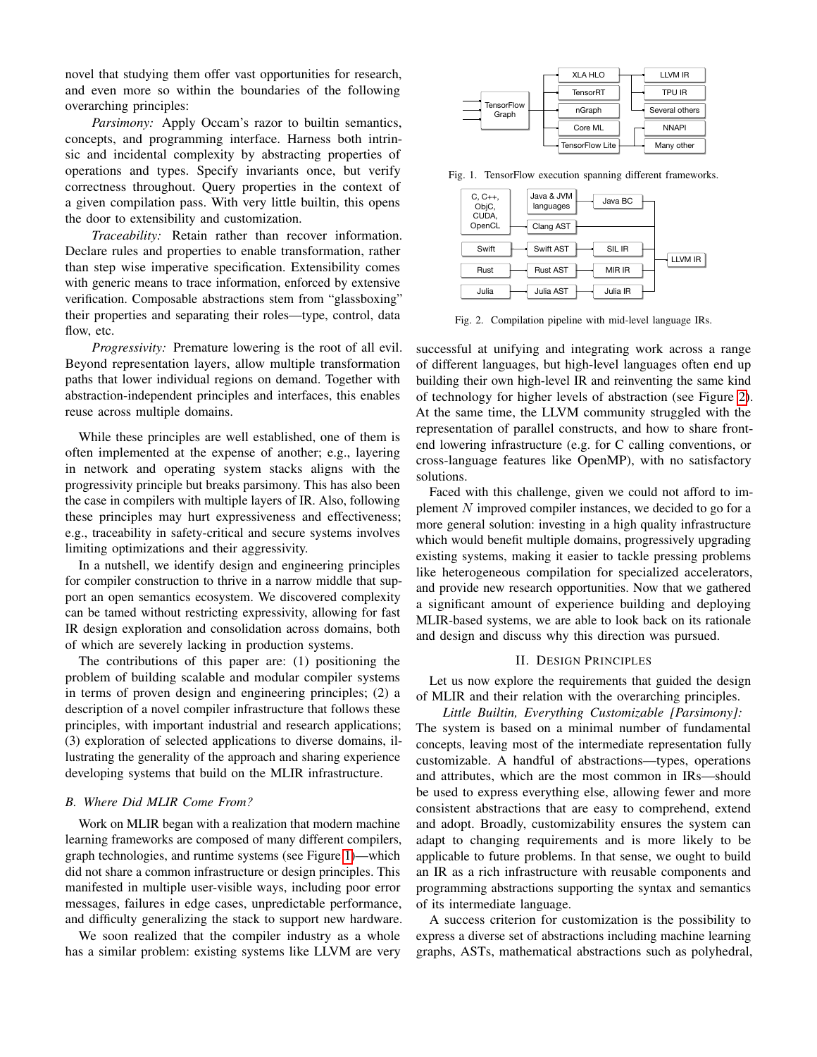novel that studying them offer vast opportunities for research, and even more so within the boundaries of the following overarching principles:

*Parsimony:* Apply Occam's razor to builtin semantics, concepts, and programming interface. Harness both intrinsic and incidental complexity by abstracting properties of operations and types. Specify invariants once, but verify correctness throughout. Query properties in the context of a given compilation pass. With very little builtin, this opens the door to extensibility and customization.

*Traceability:* Retain rather than recover information. Declare rules and properties to enable transformation, rather than step wise imperative specification. Extensibility comes with generic means to trace information, enforced by extensive verification. Composable abstractions stem from "glassboxing" their properties and separating their roles—type, control, data flow, etc.

*Progressivity:* Premature lowering is the root of all evil. Beyond representation layers, allow multiple transformation paths that lower individual regions on demand. Together with abstraction-independent principles and interfaces, this enables reuse across multiple domains.

While these principles are well established, one of them is often implemented at the expense of another; e.g., layering in network and operating system stacks aligns with the progressivity principle but breaks parsimony. This has also been the case in compilers with multiple layers of IR. Also, following these principles may hurt expressiveness and effectiveness; e.g., traceability in safety-critical and secure systems involves limiting optimizations and their aggressivity.

In a nutshell, we identify design and engineering principles for compiler construction to thrive in a narrow middle that support an open semantics ecosystem. We discovered complexity can be tamed without restricting expressivity, allowing for fast IR design exploration and consolidation across domains, both of which are severely lacking in production systems.

The contributions of this paper are: (1) positioning the problem of building scalable and modular compiler systems in terms of proven design and engineering principles; (2) a description of a novel compiler infrastructure that follows these principles, with important industrial and research applications; (3) exploration of selected applications to diverse domains, illustrating the generality of the approach and sharing experience developing systems that build on the MLIR infrastructure.

### B. Where Did MLIR Come From?

Work on MLIR began with a realization that modern machine learning frameworks are composed of many different compilers, graph technologies, and runtime systems (see Figure 1)—which did not share a common infrastructure or design principles. This manifested in multiple user-visible ways, including poor error messages, failures in edge cases, unpredictable performance, and difficulty generalizing the stack to support new hardware.

We soon realized that the compiler industry as a whole has a similar problem: existing systems like LLVM are very successful at unifying and integrating work across a range of different languages, but high-level languages often end up building their own high-level IR and reinventing the same kind of technology for higher levels of abstraction (see Figure 2). At the same time, the LLVM community struggled with the representation of parallel constructs, and how to share front-end lowering infrastructure (e.g. for C calling conventions, or cross-language features like OpenMP), with no satisfactory solutions.

Fig. 1. TensorFlow execution spanning different frameworks.

Fig. 2. Compilation pipeline with mid-level language IRs.

Faced with this challenge, given we could not afford to implement $N$ improved compiler instances, we decided to go for a more general solution: investing in a high quality infrastructure which would benefit multiple domains, progressively upgrading existing systems, making it easier to tackle pressing problems like heterogeneous compilation for specialized accelerators, and provide new research opportunities. Now that we gathered a significant amount of experience building and deploying MLIR-based systems, we are able to look back on its rationale and design and discuss why this direction was pursued.

## II. Design Principles

Let us now explore the requirements that guided the design of MLIR and their relation with the overarching principles.

*Little Builtin, Everything Customizable [Parsimony]:* The system is based on a minimal number of fundamental concepts, leaving most of the intermediate representation fully customizable. A handful of abstractions—types, operations and attributes, which are the most common in IRs—should be used to express everything else, allowing fewer and more consistent abstractions that are easy to comprehend, extend and adopt. Broadly, customizability ensures the system can adapt to changing requirements and is more likely to be applicable to future problems. In that sense, we ought to build an IR as a rich infrastructure with reusable components and programming abstractions supporting the syntax and semantics of its intermediate language.

A success criterion for customization is the possibility to express a diverse set of abstractions including machine learning graphs, ASTs, mathematical abstractions such as polyhedral,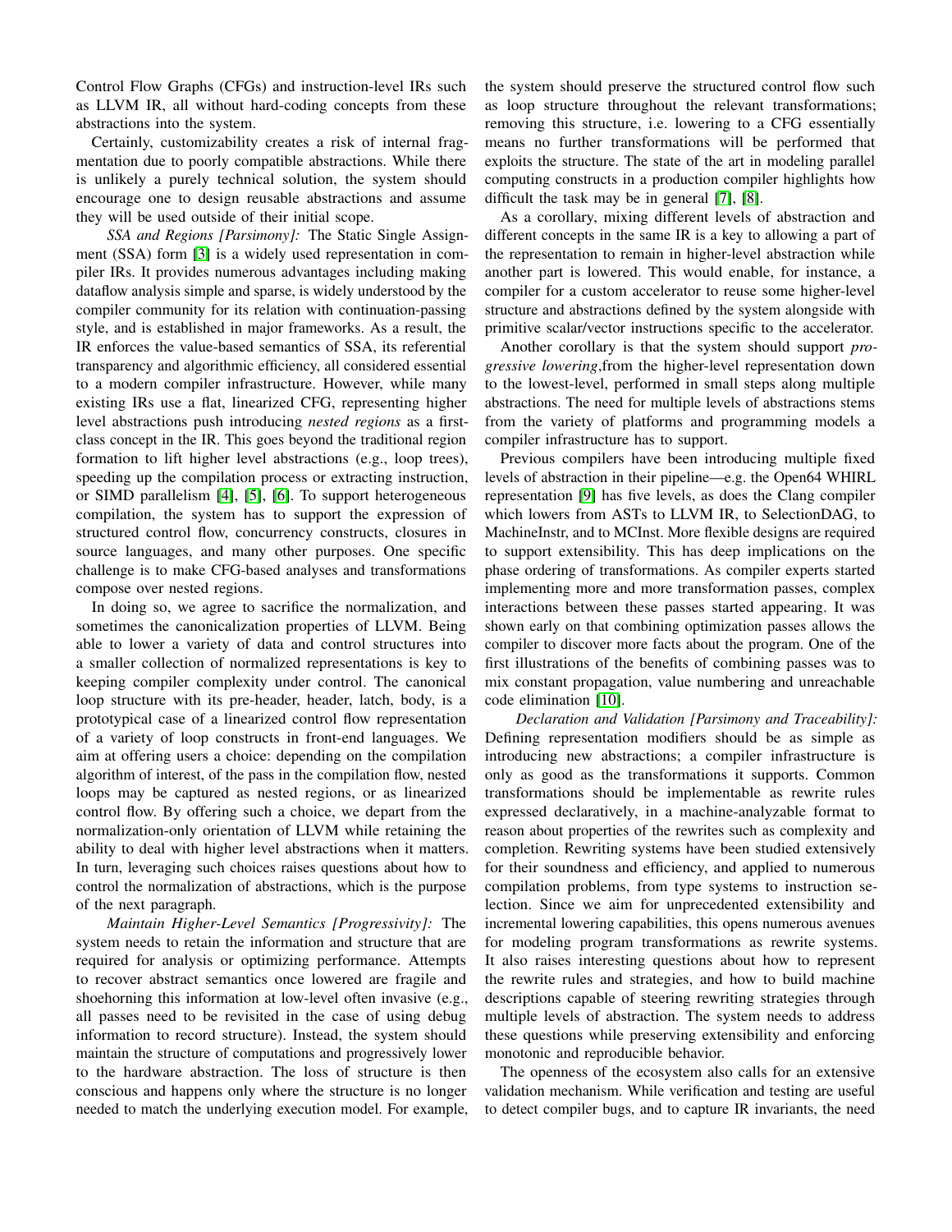Control Flow Graphs (CFGs) and instruction-level IRs such as LLVM IR, all without hard-coding concepts from these abstractions into the system.

Certainly, customizability creates a risk of internal fragmentation due to poorly compatible abstractions. While there is unlikely a purely technical solution, the system should encourage one to design reusable abstractions and assume they will be used outside of their initial scope.

*SSA and Regions [Parsimony]:* The Static Single Assignment (SSA) form [3] is a widely used representation in compiler IRs. It provides numerous advantages including making dataflow analysis simple and sparse, is widely understood by the compiler community for its relation with continuation-passing style, and is established in major frameworks. As a result, the IR enforces the value-based semantics of SSA, its referential transparency and algorithmic efficiency, all considered essential to a modern compiler infrastructure. However, while many existing IRs use a flat, linearized CFG, representing higher level abstractions push introducing *nested regions* as a first-class concept in the IR. This goes beyond the traditional region formation to lift higher level abstractions (e.g., loop trees), speeding up the compilation process or extracting instruction, or SIMD parallelism [4], [5], [6]. To support heterogeneous compilation, the system has to support the expression of structured control flow, concurrency constructs, closures in source languages, and many other purposes. One specific challenge is to make CFG-based analyses and transformations compose over nested regions.

In doing so, we agree to sacrifice the normalization, and sometimes the canonicalization properties of LLVM. Being able to lower a variety of data and control structures into a smaller collection of normalized representations is key to keeping compiler complexity under control. The canonical loop structure with its pre-header, header, latch, body, is a prototypical case of a linearized control flow representation of a variety of loop constructs in front-end languages. We aim at offering users a choice: depending on the compilation algorithm of interest, of the pass in the compilation flow, nested loops may be captured as nested regions, or as linearized control flow. By offering such a choice, we depart from the normalization-only orientation of LLVM while retaining the ability to deal with higher level abstractions when it matters. In turn, leveraging such choices raises questions about how to control the normalization of abstractions, which is the purpose of the next paragraph.

*Maintain Higher-Level Semantics [Progressivity]:* The system needs to retain the information and structure that are required for analysis or optimizing performance. Attempts to recover abstract semantics once lowered are fragile and shoehorning this information at low-level often invasive (e.g., all passes need to be revisited in the case of using debug information to record structure). Instead, the system should maintain the structure of computations and progressively lower to the hardware abstraction. The loss of structure is then conscious and happens only where the structure is no longer needed to match the underlying execution model. For example, the system should preserve the structured control flow such as loop structure throughout the relevant transformations; removing this structure, i.e. lowering to a CFG essentially means no further transformations will be performed that exploits the structure. The state of the art in modeling parallel computing constructs in a production compiler highlights how difficult the task may be in general [7], [8].

As a corollary, mixing different levels of abstraction and different concepts in the same IR is a key to allowing a part of the representation to remain in higher-level abstraction while another part is lowered. This would enable, for instance, a compiler for a custom accelerator to reuse some higher-level structure and abstractions defined by the system alongside with primitive scalar/vector instructions specific to the accelerator.

Another corollary is that the system should support *progressive lowering*,from the higher-level representation down to the lowest-level, performed in small steps along multiple abstractions. The need for multiple levels of abstractions stems from the variety of platforms and programming models a compiler infrastructure has to support.

Previous compilers have been introducing multiple fixed levels of abstraction in their pipeline—e.g. the Open64 WHIRL representation [9] has five levels, as does the Clang compiler which lowers from ASTs to LLVM IR, to SelectionDAG, to MachineInstr, and to MCInst. More flexible designs are required to support extensibility. This has deep implications on the phase ordering of transformations. As compiler experts started implementing more and more transformation passes, complex interactions between these passes started appearing. It was shown early on that combining optimization passes allows the compiler to discover more facts about the program. One of the first illustrations of the benefits of combining passes was to mix constant propagation, value numbering and unreachable code elimination [10].

*Declaration and Validation [Parsimony and Traceability]:* Defining representation modifiers should be as simple as introducing new abstractions; a compiler infrastructure is only as good as the transformations it supports. Common transformations should be implementable as rewrite rules expressed declaratively, in a machine-analyzable format to reason about properties of the rewrites such as complexity and completion. Rewriting systems have been studied extensively for their soundness and efficiency, and applied to numerous compilation problems, from type systems to instruction selection. Since we aim for unprecedented extensibility and incremental lowering capabilities, this opens numerous avenues for modeling program transformations as rewrite systems. It also raises interesting questions about how to represent the rewrite rules and strategies, and how to build machine descriptions capable of steering rewriting strategies through multiple levels of abstraction. The system needs to address these questions while preserving extensibility and enforcing monotonic and reproducible behavior.

The openness of the ecosystem also calls for an extensive validation mechanism. While verification and testing are useful to detect compiler bugs, and to capture IR invariants, the need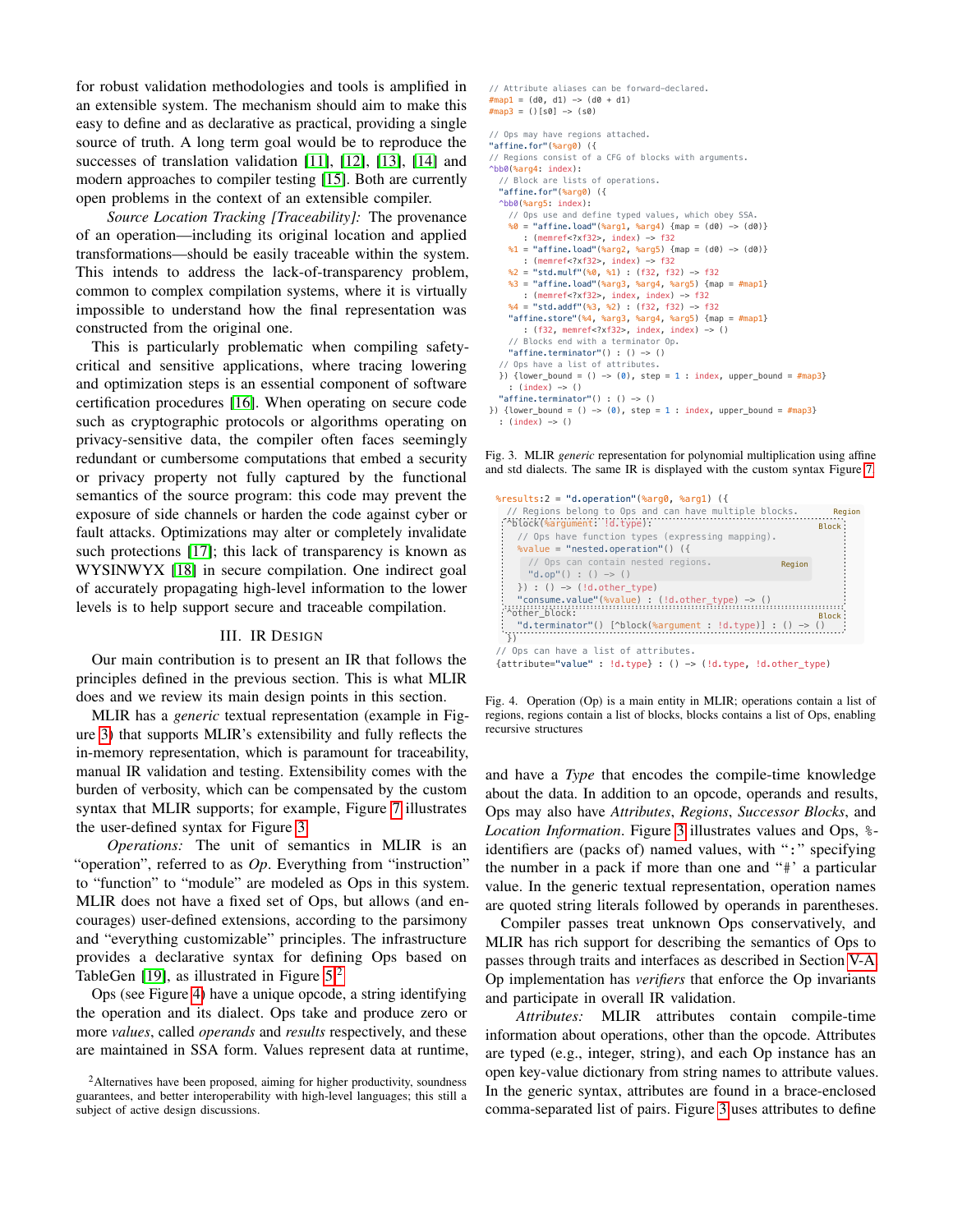for robust validation methodologies and tools is amplified in an extensible system. The mechanism should aim to make this easy to define and as declarative as practical, providing a single source of truth. A long term goal would be to reproduce the successes of translation validation [11], [12], [13], [14] and modern approaches to compiler testing [15]. Both are currently open problems in the context of an extensible compiler.

*Source Location Tracking [Traceability]:* The provenance of an operation—including its original location and applied transformations—should be easily traceable within the system. This intends to address the lack-of-transparency problem, common to complex compilation systems, where it is virtually impossible to understand how the final representation was constructed from the original one.

This is particularly problematic when compiling safety-critical and sensitive applications, where tracing lowering and optimization steps is an essential component of software certification procedures [16]. When operating on secure code such as cryptographic protocols or algorithms operating on privacy-sensitive data, the compiler often faces seemingly redundant or cumbersome computations that embed a security or privacy property not fully captured by the functional semantics of the source program: this code may prevent the exposure of side channels or harden the code against cyber or fault attacks. Optimizations may alter or completely invalidate such protections [17]; this lack of transparency is known as WYSINWYX [18] in secure compilation. One indirect goal of accurately propagating high-level information to the lower levels is to help support secure and traceable compilation.

## III. IR Design

Our main contribution is to present an IR that follows the principles defined in the previous section. This is what MLIR does and we review its main design points in this section.

MLIR has a *generic* textual representation (example in Figure 3) that supports MLIR's extensibility and fully reflects the in-memory representation, which is paramount for traceability, manual IR validation and testing. Extensibility comes with the burden of verbosity, which can be compensated by the custom syntax that MLIR supports; for example, Figure 7 illustrates the user-defined syntax for Figure 3.

*Operations:* The unit of semantics in MLIR is an "operation", referred to as *Op*. Everything from "instruction" to "function" to "module" are modeled as Ops in this system. MLIR does not have a fixed set of Ops, but allows (and encourages) user-defined extensions, according to the parsimony and "everything customizable" principles. The infrastructure provides a declarative syntax for defining Ops based on TableGen [19], as illustrated in Figure 5.[2]

Ops (see Figure 4) have a unique opcode, a string identifying the operation and its dialect. Ops take and produce zero or more *values*, called *operands* and *results* respectively, and these are maintained in SSA form. Values represent data at runtime, and have a *Type* that encodes the compile-time knowledge about the data. In addition to an opcode, operands and results, Ops may also have *Attributes*, *Regions*, *Successor Blocks*, and *Location Information*. Figure 3 illustrates values and Ops, %-identifiers are (packs of) named values, with ":" specifying the number in a pack if more than one and "#" a particular value. In the generic textual representation, operation names are quoted string literals followed by operands in parentheses.

```
// Attribute aliases can be forward-declared.
#map1 = (d0, d1) -> (d0 + d1)
#map3 = ()[s0] -> (s0)

// Ops may have regions attached.
"affine.for"(%arg0) ({
// Regions consist of a CFG of blocks with arguments.
^bb0(%arg4: index):
  // Block are lists of operations.
  "affine.for"(%arg0) ({
  ^bb0(%arg5: index):
    // Ops use and define typed values, which obey SSA.
    %0 = "affine.load"(%arg1, %arg4) {map = (d0) -> (d0)}
      : (memref<?xf32>, index) -> f32
    %1 = "affine.load"(%arg2, %arg5) {map = (d0) -> (d0)}
      : (memref<?xf32>, index) -> f32
    %2 = "std.mulf"(%0, %1) : (f32, f32) -> f32
    %3 = "affine.load"(%arg3, %arg4, %arg5) {map = #map1}
      : (memref<?xf32>, index, index) -> f32
    %4 = "std.addf"(%3, %2) : (f32, f32) -> f32
    "affine.store"(%4, %arg3, %arg4, %arg5) {map = #map1}
      : (f32, memref<?xf32>, index, index) -> ()
    // Blocks end with a terminator Op.
    "affine.terminator"() : () -> ()
  // Ops have a list of attributes.
  }) {lower_bound = () -> (0), step = 1 : index, upper_bound = #map3}
    : (index) -> ()
  "affine.terminator"() : () -> ()
}) {lower_bound = () -> (0), step = 1 : index, upper_bound = #map3}
  : (index) -> ()
```

Fig. 3. MLIR *generic* representation for polynomial multiplication using affine and std dialects. The same IR is displayed with the custom syntax Figure 7.

```
%results:2 = "d.operation"(%arg0, %arg1) ({
  // Regions belong to Ops and can have multiple blocks.          Region
  ^block(%argument: !d.type):                                      Block
    // Ops have function types (expressing mapping).
    %value = "nested.operation"() ({
      // Ops can contain nested regions.                           Region
      "d.op"() : () -> ()
    }) : () -> (!d.other_type)
    "consume.value"(%value) : (!d.other_type) -> ()
  ^other_block:                                                    Block
    "d.terminator"() [^block(%argument : !d.type)] : () -> ()
})
// Ops can have a list of attributes.
{attribute="value" : !d.type} : () -> (!d.type, !d.other_type)
```

Fig. 4. Operation (Op) is a main entity in MLIR; operations contain a list of regions, regions contain a list of blocks, blocks contains a list of Ops, enabling recursive structures

Compiler passes treat unknown Ops conservatively, and MLIR has rich support for describing the semantics of Ops to passes through traits and interfaces as described in Section V-A. Op implementation has *verifiers* that enforce the Op invariants and participate in overall IR validation.

*Attributes:* MLIR attributes contain compile-time information about operations, other than the opcode. Attributes are typed (e.g., integer, string), and each Op instance has an open key-value dictionary from string names to attribute values. In the generic syntax, attributes are found in a brace-enclosed comma-separated list of pairs. Figure 3 uses attributes to define

[2] Alternatives have been proposed, aiming for higher productivity, soundness guarantees, and better interoperability with high-level languages; this still a subject of active design discussions.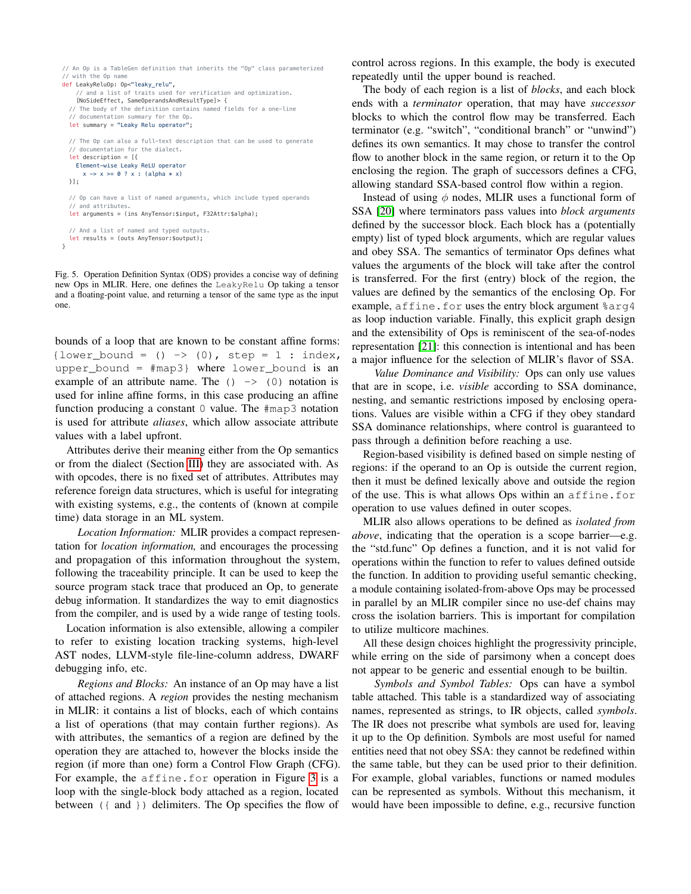```
// An Op is a TableGen definition that inherits the "Op" class parameterized
// with the Op name
def LeakyReluOp: Op<"leaky_relu",
    // and a list of traits used for verification and optimization.
    [NoSideEffect, SameOperandsAndResultType]> {
  // The body of the definition contains named fields for a one-line
  // documentation summary for the Op.
  let summary = "Leaky Relu operator";

  // The Op can also a full-text description that can be used to generate
  // documentation for the dialect.
  let description = [{
    Element-wise Leaky ReLU operator
      x -> x >= 0 ? x : (alpha * x)
  }];

  // Op can have a list of named arguments, which include typed operands
  // and attributes.
  let arguments = (ins AnyTensor:$input, F32Attr:$alpha);

  // And a list of named and typed outputs.
  let results = (outs AnyTensor:$output);
}
```

Fig. 5. Operation Definition Syntax (ODS) provides a concise way of defining new Ops in MLIR. Here, one defines the `LeakyRelu` Op taking a tensor and a floating-point value, and returning a tensor of the same type as the input one.

bounds of a loop that are known to be constant affine forms: `{lower_bound = () -> (0), step = 1 : index, upper_bound = #map3}` where `lower_bound` is an example of an attribute name. The `() -> (0)` notation is used for inline affine forms, in this case producing an affine function producing a constant `0` value. The `#map3` notation is used for attribute *aliases*, which allow associate attribute values with a label upfront.

Attributes derive their meaning either from the Op semantics or from the dialect (Section III) they are associated with. As with opcodes, there is no fixed set of attributes. Attributes may reference foreign data structures, which is useful for integrating with existing systems, e.g., the contents of (known at compile time) data storage in an ML system.

*Location Information:* MLIR provides a compact representation for *location information,* and encourages the processing and propagation of this information throughout the system, following the traceability principle. It can be used to keep the source program stack trace that produced an Op, to generate debug information. It standardizes the way to emit diagnostics from the compiler, and is used by a wide range of testing tools.

Location information is also extensible, allowing a compiler to refer to existing location tracking systems, high-level AST nodes, LLVM-style file-line-column address, DWARF debugging info, etc.

*Regions and Blocks:* An instance of an Op may have a list of attached regions. A *region* provides the nesting mechanism in MLIR: it contains a list of blocks, each of which contains a list of operations (that may contain further regions). As with attributes, the semantics of a region are defined by the operation they are attached to, however the blocks inside the region (if more than one) form a Control Flow Graph (CFG). For example, the `affine.for` operation in Figure 3 is a loop with the single-block body attached as a region, located between `({` and `})` delimiters. The Op specifies the flow of control across regions. In this example, the body is executed repeatedly until the upper bound is reached.

The body of each region is a list of *blocks*, and each block ends with a *terminator* operation, that may have *successor* blocks to which the control flow may be transferred. Each terminator (e.g. "switch", "conditional branch" or "unwind") defines its own semantics. It may chose to transfer the control flow to another block in the same region, or return it to the Op enclosing the region. The graph of successors defines a CFG, allowing standard SSA-based control flow within a region.

Instead of using $\phi$ nodes, MLIR uses a functional form of SSA [20] where terminators pass values into *block arguments* defined by the successor block. Each block has a (potentially empty) list of typed block arguments, which are regular values and obey SSA. The semantics of terminator Ops defines what values the arguments of the block will take after the control is transferred. For the first (entry) block of the region, the values are defined by the semantics of the enclosing Op. For example, `affine.for` uses the entry block argument `%arg4` as loop induction variable. Finally, this explicit graph design and the extensibility of Ops is reminiscent of the sea-of-nodes representation [21]: this connection is intentional and has been a major influence for the selection of MLIR's flavor of SSA.

*Value Dominance and Visibility:* Ops can only use values that are in scope, i.e. *visible* according to SSA dominance, nesting, and semantic restrictions imposed by enclosing operations. Values are visible within a CFG if they obey standard SSA dominance relationships, where control is guaranteed to pass through a definition before reaching a use.

Region-based visibility is defined based on simple nesting of regions: if the operand to an Op is outside the current region, then it must be defined lexically above and outside the region of the use. This is what allows Ops within an `affine.for` operation to use values defined in outer scopes.

MLIR also allows operations to be defined as *isolated from above*, indicating that the operation is a scope barrier—e.g. the "std.func" Op defines a function, and it is not valid for operations within the function to refer to values defined outside the function. In addition to providing useful semantic checking, a module containing isolated-from-above Ops may be processed in parallel by an MLIR compiler since no use-def chains may cross the isolation barriers. This is important for compilation to utilize multicore machines.

All these design choices highlight the progressivity principle, while erring on the side of parsimony when a concept does not appear to be generic and essential enough to be builtin.

*Symbols and Symbol Tables:* Ops can have a symbol table attached. This table is a standardized way of associating names, represented as strings, to IR objects, called *symbols*. The IR does not prescribe what symbols are used for, leaving it up to the Op definition. Symbols are most useful for named entities need that not obey SSA: they cannot be redefined within the same table, but they can be used prior to their definition. For example, global variables, functions or named modules can be represented as symbols. Without this mechanism, it would have been impossible to define, e.g., recursive function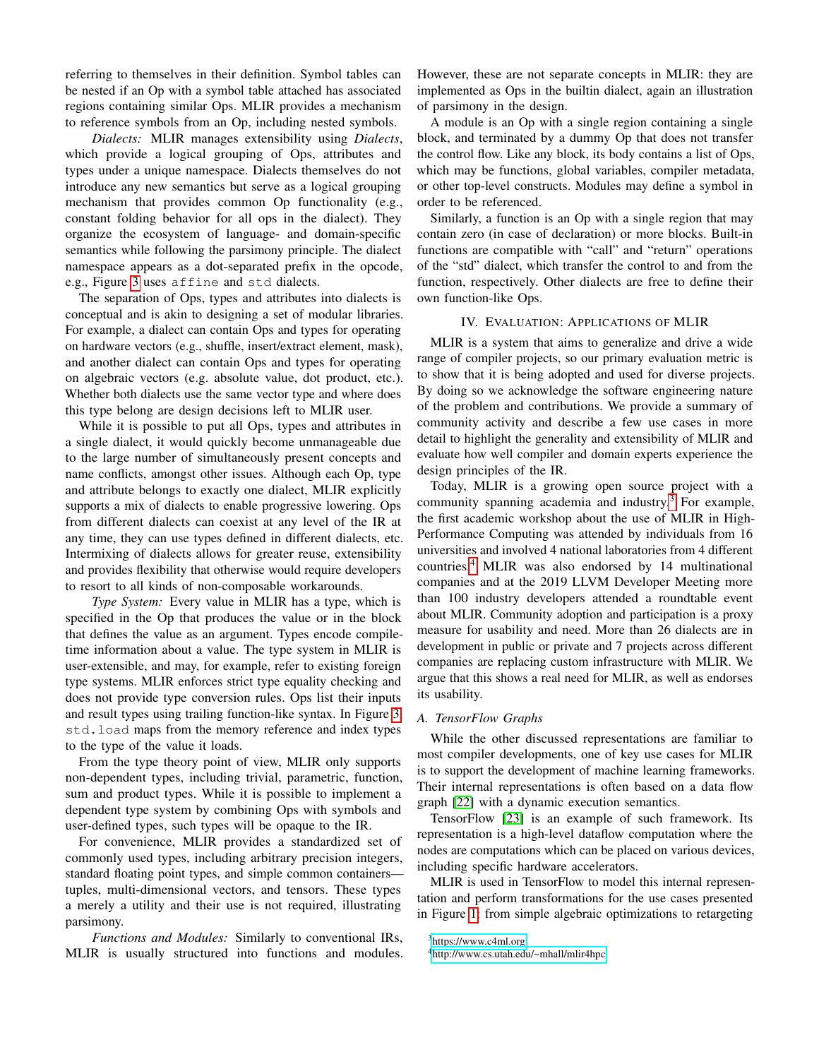referring to themselves in their definition. Symbol tables can be nested if an Op with a symbol table attached has associated regions containing similar Ops. MLIR provides a mechanism to reference symbols from an Op, including nested symbols.

*Dialects:* MLIR manages extensibility using *Dialects*, which provide a logical grouping of Ops, attributes and types under a unique namespace. Dialects themselves do not introduce any new semantics but serve as a logical grouping mechanism that provides common Op functionality (e.g., constant folding behavior for all ops in the dialect). They organize the ecosystem of language- and domain-specific semantics while following the parsimony principle. The dialect namespace appears as a dot-separated prefix in the opcode, e.g., Figure 3 uses `affine` and `std` dialects.

The separation of Ops, types and attributes into dialects is conceptual and is akin to designing a set of modular libraries. For example, a dialect can contain Ops and types for operating on hardware vectors (e.g., shuffle, insert/extract element, mask), and another dialect can contain Ops and types for operating on algebraic vectors (e.g. absolute value, dot product, etc.). Whether both dialects use the same vector type and where does this type belong are design decisions left to MLIR user.

While it is possible to put all Ops, types and attributes in a single dialect, it would quickly become unmanageable due to the large number of simultaneously present concepts and name conflicts, amongst other issues. Although each Op, type and attribute belongs to exactly one dialect, MLIR explicitly supports a mix of dialects to enable progressive lowering. Ops from different dialects can coexist at any level of the IR at any time, they can use types defined in different dialects, etc. Intermixing of dialects allows for greater reuse, extensibility and provides flexibility that otherwise would require developers to resort to all kinds of non-composable workarounds.

*Type System:* Every value in MLIR has a type, which is specified in the Op that produces the value or in the block that defines the value as an argument. Types encode compile-time information about a value. The type system in MLIR is user-extensible, and may, for example, refer to existing foreign type systems. MLIR enforces strict type equality checking and does not provide type conversion rules. Ops list their inputs and result types using trailing function-like syntax. In Figure 3 `std.load` maps from the memory reference and index types to the type of the value it loads.

From the type theory point of view, MLIR only supports non-dependent types, including trivial, parametric, function, sum and product types. While it is possible to implement a dependent type system by combining Ops with symbols and user-defined types, such types will be opaque to the IR.

For convenience, MLIR provides a standardized set of commonly used types, including arbitrary precision integers, standard floating point types, and simple common containers—tuples, multi-dimensional vectors, and tensors. These types a merely a utility and their use is not required, illustrating parsimony.

*Functions and Modules:* Similarly to conventional IRs, MLIR is usually structured into functions and modules. However, these are not separate concepts in MLIR: they are implemented as Ops in the builtin dialect, again an illustration of parsimony in the design.

A module is an Op with a single region containing a single block, and terminated by a dummy Op that does not transfer the control flow. Like any block, its body contains a list of Ops, which may be functions, global variables, compiler metadata, or other top-level constructs. Modules may define a symbol in order to be referenced.

Similarly, a function is an Op with a single region that may contain zero (in case of declaration) or more blocks. Built-in functions are compatible with "call" and "return" operations of the "std" dialect, which transfer the control to and from the function, respectively. Other dialects are free to define their own function-like Ops.

## IV. Evaluation: Applications of MLIR

MLIR is a system that aims to generalize and drive a wide range of compiler projects, so our primary evaluation metric is to show that it is being adopted and used for diverse projects. By doing so we acknowledge the software engineering nature of the problem and contributions. We provide a summary of community activity and describe a few use cases in more detail to highlight the generality and extensibility of MLIR and evaluate how well compiler and domain experts experience the design principles of the IR.

Today, MLIR is a growing open source project with a community spanning academia and industry.[3] For example, the first academic workshop about the use of MLIR in High-Performance Computing was attended by individuals from 16 universities and involved 4 national laboratories from 4 different countries.[4] MLIR was also endorsed by 14 multinational companies and at the 2019 LLVM Developer Meeting more than 100 industry developers attended a roundtable event about MLIR. Community adoption and participation is a proxy measure for usability and need. More than 26 dialects are in development in public or private and 7 projects across different companies are replacing custom infrastructure with MLIR. We argue that this shows a real need for MLIR, as well as endorses its usability.

### A. TensorFlow Graphs

While the other discussed representations are familiar to most compiler developments, one of key use cases for MLIR is to support the development of machine learning frameworks. Their internal representations is often based on a data flow graph [22] with a dynamic execution semantics.

TensorFlow [23] is an example of such framework. Its representation is a high-level dataflow computation where the nodes are computations which can be placed on various devices, including specific hardware accelerators.

MLIR is used in TensorFlow to model this internal representation and perform transformations for the use cases presented in Figure 1: from simple algebraic optimizations to retargeting

[3] https://www.c4ml.org

[4] http://www.cs.utah.edu/~mhall/mlir4hpc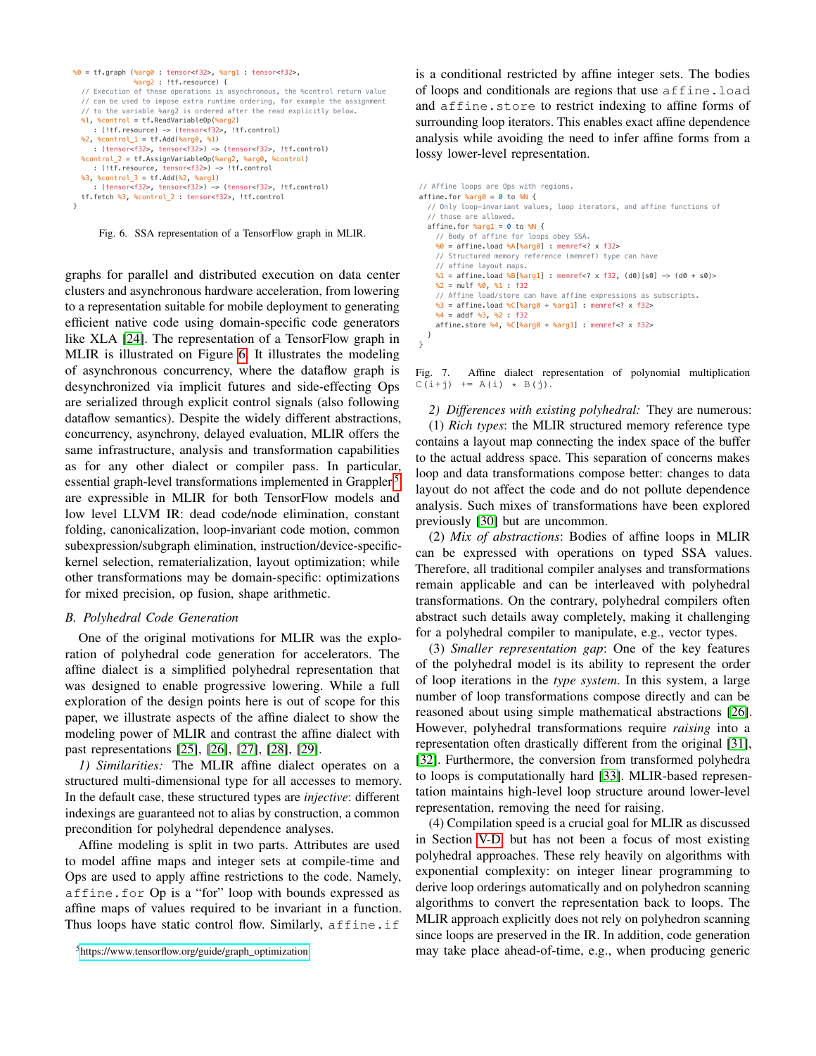```
%0 = tf.graph (%arg0 : tensor<f32>, %arg1 : tensor<f32>,
               %arg2 : !tf.resource) {
  // Execution of these operations is asynchronous, the %control return value
  // can be used to impose extra runtime ordering, for example the assignment
  // to the variable %arg2 is ordered after the read explicitly below.
  %1, %control = tf.ReadVariableOp(%arg2)
      : (!tf.resource) -> (tensor<f32>, !tf.control)
  %2, %control_1 = tf.Add(%arg0, %1)
      : (tensor<f32>, tensor<f32>) -> (tensor<f32>, !tf.control)
  %control_2 = tf.AssignVariableOp(%arg2, %arg0, %control)
      : (!tf.resource, tensor<f32>) -> !tf.control
  %3, %control_3 = tf.Add(%2, %arg1)
      : (tensor<f32>, tensor<f32>) -> (tensor<f32>, !tf.control)
  tf.fetch %3, %control_2 : tensor<f32>, !tf.control
}
```

Fig. 6. SSA representation of a TensorFlow graph in MLIR.

graphs for parallel and distributed execution on data center clusters and asynchronous hardware acceleration, from lowering to a representation suitable for mobile deployment to generating efficient native code using domain-specific code generators like XLA [24]. The representation of a TensorFlow graph in MLIR is illustrated on Figure 6. It illustrates the modeling of asynchronous concurrency, where the dataflow graph is desynchronized via implicit futures and side-effecting Ops are serialized through explicit control signals (also following dataflow semantics). Despite the widely different abstractions, concurrency, asynchrony, delayed evaluation, MLIR offers the same infrastructure, analysis and transformation capabilities as for any other dialect or compiler pass. In particular, essential graph-level transformations implemented in Grappler[5] are expressible in MLIR for both TensorFlow models and low level LLVM IR: dead code/node elimination, constant folding, canonicalization, loop-invariant code motion, common subexpression/subgraph elimination, instruction/device-specific-kernel selection, rematerialization, layout optimization; while other transformations may be domain-specific: optimizations for mixed precision, op fusion, shape arithmetic.

### B. Polyhedral Code Generation

One of the original motivations for MLIR was the exploration of polyhedral code generation for accelerators. The affine dialect is a simplified polyhedral representation that was designed to enable progressive lowering. While a full exploration of the design points here is out of scope for this paper, we illustrate aspects of the affine dialect to show the modeling power of MLIR and contrast the affine dialect with past representations [25], [26], [27], [28], [29].

*1) Similarities:* The MLIR affine dialect operates on a structured multi-dimensional type for all accesses to memory. In the default case, these structured types are *injective*: different indexings are guaranteed not to alias by construction, a common precondition for polyhedral dependence analyses.

Affine modeling is split in two parts. Attributes are used to model affine maps and integer sets at compile-time and Ops are used to apply affine restrictions to the code. Namely, `affine.for` Op is a "for" loop with bounds expressed as affine maps of values required to be invariant in a function. Thus loops have static control flow. Similarly, `affine.if` is a conditional restricted by affine integer sets. The bodies of loops and conditionals are regions that use `affine.load` and `affine.store` to restrict indexing to affine forms of surrounding loop iterators. This enables exact affine dependence analysis while avoiding the need to infer affine forms from a lossy lower-level representation.

[5] https://www.tensorflow.org/guide/graph_optimization

```
// Affine loops are Ops with regions.
affine.for %arg0 = 0 to %N {
  // Only loop-invariant values, loop iterators, and affine functions of
  // those are allowed.
  affine.for %arg1 = 0 to %N {
    // Body of affine for loops obey SSA.
    %0 = affine.load %A[%arg0] : memref<? x f32>
    // Structured memory reference (memref) type can have
    // affine layout maps.
    %1 = affine.load %B[%arg1] : memref<? x f32, (d0)[s0] -> (d0 + s0)>
    %2 = mulf %0, %1 : f32
    // Affine load/store can have affine expressions as subscripts.
    %3 = affine.load %C[%arg0 + %arg1] : memref<? x f32>
    %4 = addf %3, %2 : f32
    affine.store %4, %C[%arg0 + %arg1] : memref<? x f32>
  }
}
```

Fig. 7. Affine dialect representation of polynomial multiplication `C(i+j) += A(i) * B(j)`.

*2) Differences with existing polyhedral:* They are numerous:
(1) *Rich types*: the MLIR structured memory reference type contains a layout map connecting the index space of the buffer to the actual address space. This separation of concerns makes loop and data transformations compose better: changes to data layout do not affect the code and do not pollute dependence analysis. Such mixes of transformations have been explored previously [30] but are uncommon.

(2) *Mix of abstractions*: Bodies of affine loops in MLIR can be expressed with operations on typed SSA values. Therefore, all traditional compiler analyses and transformations remain applicable and can be interleaved with polyhedral transformations. On the contrary, polyhedral compilers often abstract such details away completely, making it challenging for a polyhedral compiler to manipulate, e.g., vector types.

(3) *Smaller representation gap*: One of the key features of the polyhedral model is its ability to represent the order of loop iterations in the *type system*. In this system, a large number of loop transformations compose directly and can be reasoned about using simple mathematical abstractions [26]. However, polyhedral transformations require *raising* into a representation often drastically different from the original [31], [32]. Furthermore, the conversion from transformed polyhedra to loops is computationally hard [33]. MLIR-based representation maintains high-level loop structure around lower-level representation, removing the need for raising.

(4) Compilation speed is a crucial goal for MLIR as discussed in Section V-D, but has not been a focus of most existing polyhedral approaches. These rely heavily on algorithms with exponential complexity: on integer linear programming to derive loop orderings automatically and on polyhedron scanning algorithms to convert the representation back to loops. The MLIR approach explicitly does not rely on polyhedron scanning since loops are preserved in the IR. In addition, code generation may take place ahead-of-time, e.g., when producing generic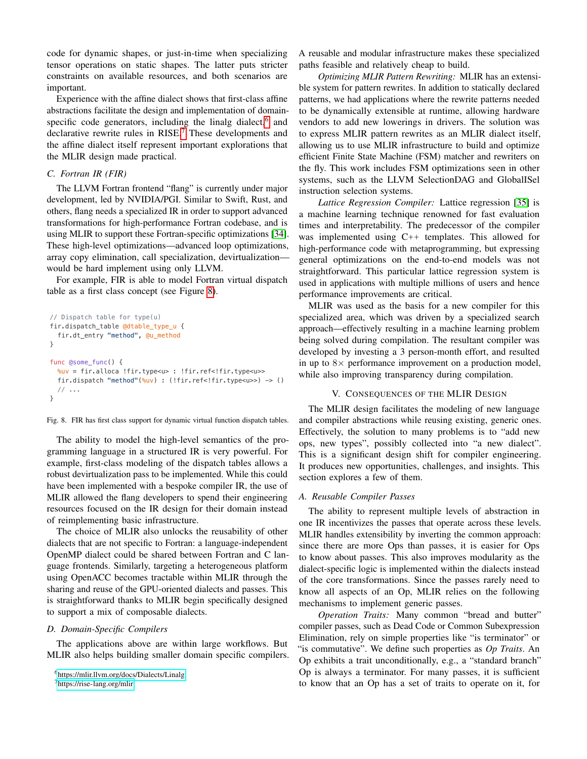code for dynamic shapes, or just-in-time when specializing tensor operations on static shapes. The latter puts stricter constraints on available resources, and both scenarios are important.

Experience with the affine dialect shows that first-class affine abstractions facilitate the design and implementation of domain-specific code generators, including the linalg dialect,[6] and declarative rewrite rules in RISE.[7] These developments and the affine dialect itself represent important explorations that the MLIR design made practical.

### C. Fortran IR (FIR)

The LLVM Fortran frontend "flang" is currently under major development, led by NVIDIA/PGI. Similar to Swift, Rust, and others, flang needs a specialized IR in order to support advanced transformations for high-performance Fortran codebase, and is using MLIR to support these Fortran-specific optimizations [34]. These high-level optimizations—advanced loop optimizations, array copy elimination, call specialization, devirtualization—would be hard implement using only LLVM.

For example, FIR is able to model Fortran virtual dispatch table as a first class concept (see Figure 8).

```
// Dispatch table for type(u)
fir.dispatch_table @dtable_type_u {
  fir.dt_entry "method", @u_method
}

func @some_func() {
  %uv = fir.alloca !fir.type<u> : !fir.ref<!fir.type<u>>
  fir.dispatch "method"(%uv) : (!fir.ref<!fir.type<u>>) -> ()
  // ...
}
```

Fig. 8. FIR has first class support for dynamic virtual function dispatch tables.

The ability to model the high-level semantics of the programming language in a structured IR is very powerful. For example, first-class modeling of the dispatch tables allows a robust devirtualization pass to be implemented. While this could have been implemented with a bespoke compiler IR, the use of MLIR allowed the flang developers to spend their engineering resources focused on the IR design for their domain instead of reimplementing basic infrastructure.

The choice of MLIR also unlocks the reusability of other dialects that are not specific to Fortran: a language-independent OpenMP dialect could be shared between Fortran and C language frontends. Similarly, targeting a heterogeneous platform using OpenACC becomes tractable within MLIR through the sharing and reuse of the GPU-oriented dialects and passes. This is straightforward thanks to MLIR begin specifically designed to support a mix of composable dialects.

### D. Domain-Specific Compilers

The applications above are within large workflows. But MLIR also helps building smaller domain specific compilers. A reusable and modular infrastructure makes these specialized paths feasible and relatively cheap to build.

*Optimizing MLIR Pattern Rewriting:* MLIR has an extensible system for pattern rewrites. In addition to statically declared patterns, we had applications where the rewrite patterns needed to be dynamically extensible at runtime, allowing hardware vendors to add new lowerings in drivers. The solution was to express MLIR pattern rewrites as an MLIR dialect itself, allowing us to use MLIR infrastructure to build and optimize efficient Finite State Machine (FSM) matcher and rewriters on the fly. This work includes FSM optimizations seen in other systems, such as the LLVM SelectionDAG and GlobalISel instruction selection systems.

*Lattice Regression Compiler:* Lattice regression [35] is a machine learning technique renowned for fast evaluation times and interpretability. The predecessor of the compiler was implemented using C++ templates. This allowed for high-performance code with metaprogramming, but expressing general optimizations on the end-to-end models was not straightforward. This particular lattice regression system is used in applications with multiple millions of users and hence performance improvements are critical.

MLIR was used as the basis for a new compiler for this specialized area, which was driven by a specialized search approach—effectively resulting in a machine learning problem being solved during compilation. The resultant compiler was developed by investing a 3 person-month effort, and resulted in up to $8\times$ performance improvement on a production model, while also improving transparency during compilation.

## V. Consequences of the MLIR Design

The MLIR design facilitates the modeling of new language and compiler abstractions while reusing existing, generic ones. Effectively, the solution to many problems is to "add new ops, new types", possibly collected into "a new dialect". This is a significant design shift for compiler engineering. It produces new opportunities, challenges, and insights. This section explores a few of them.

### A. Reusable Compiler Passes

The ability to represent multiple levels of abstraction in one IR incentivizes the passes that operate across these levels. MLIR handles extensibility by inverting the common approach: since there are more Ops than passes, it is easier for Ops to know about passes. This also improves modularity as the dialect-specific logic is implemented within the dialects instead of the core transformations. Since the passes rarely need to know all aspects of an Op, MLIR relies on the following mechanisms to implement generic passes.

*Operation Traits:* Many common "bread and butter" compiler passes, such as Dead Code or Common Subexpression Elimination, rely on simple properties like "is terminator" or "is commutative". We define such properties as *Op Traits*. An Op exhibits a trait unconditionally, e.g., a "standard branch" Op is always a terminator. For many passes, it is sufficient to know that an Op has a set of traits to operate on it, for

[6] https://mlir.llvm.org/docs/Dialects/Linalg

[7] https://rise-lang.org/mlir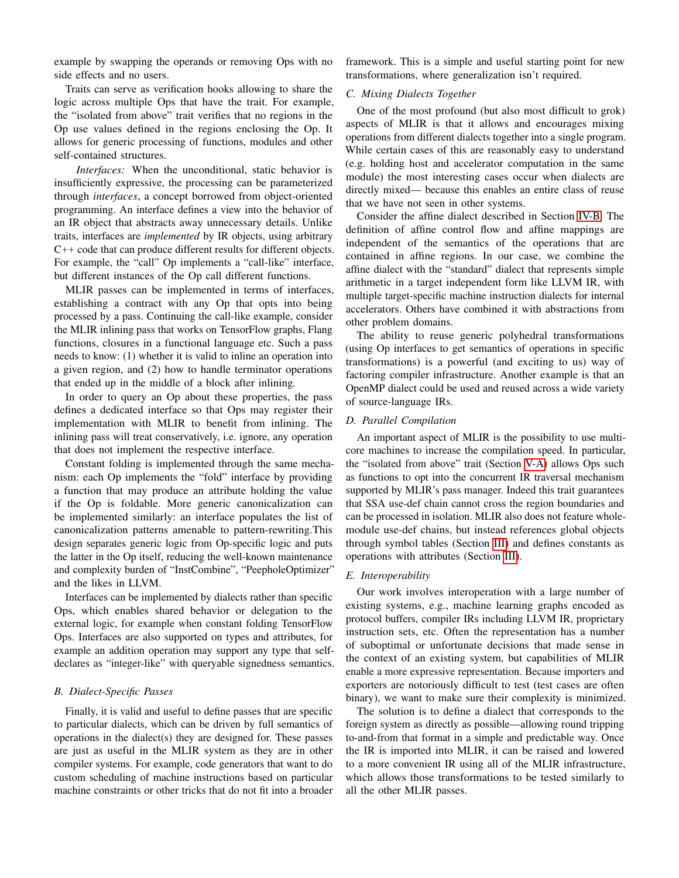example by swapping the operands or removing Ops with no side effects and no users.

Traits can serve as verification hooks allowing to share the logic across multiple Ops that have the trait. For example, the "isolated from above" trait verifies that no regions in the Op use values defined in the regions enclosing the Op. It allows for generic processing of functions, modules and other self-contained structures.

*Interfaces:* When the unconditional, static behavior is insufficiently expressive, the processing can be parameterized through *interfaces*, a concept borrowed from object-oriented programming. An interface defines a view into the behavior of an IR object that abstracts away unnecessary details. Unlike traits, interfaces are *implemented* by IR objects, using arbitrary C++ code that can produce different results for different objects. For example, the "call" Op implements a "call-like" interface, but different instances of the Op call different functions.

MLIR passes can be implemented in terms of interfaces, establishing a contract with any Op that opts into being processed by a pass. Continuing the call-like example, consider the MLIR inlining pass that works on TensorFlow graphs, Flang functions, closures in a functional language etc. Such a pass needs to know: (1) whether it is valid to inline an operation into a given region, and (2) how to handle terminator operations that ended up in the middle of a block after inlining.

In order to query an Op about these properties, the pass defines a dedicated interface so that Ops may register their implementation with MLIR to benefit from inlining. The inlining pass will treat conservatively, i.e. ignore, any operation that does not implement the respective interface.

Constant folding is implemented through the same mechanism: each Op implements the "fold" interface by providing a function that may produce an attribute holding the value if the Op is foldable. More generic canonicalization can be implemented similarly: an interface populates the list of canonicalization patterns amenable to pattern-rewriting.This design separates generic logic from Op-specific logic and puts the latter in the Op itself, reducing the well-known maintenance and complexity burden of "InstCombine", "PeepholeOptimizer" and the likes in LLVM.

Interfaces can be implemented by dialects rather than specific Ops, which enables shared behavior or delegation to the external logic, for example when constant folding TensorFlow Ops. Interfaces are also supported on types and attributes, for example an addition operation may support any type that self-declares as "integer-like" with queryable signedness semantics.

### B. Dialect-Specific Passes

Finally, it is valid and useful to define passes that are specific to particular dialects, which can be driven by full semantics of operations in the dialect(s) they are designed for. These passes are just as useful in the MLIR system as they are in other compiler systems. For example, code generators that want to do custom scheduling of machine instructions based on particular machine constraints or other tricks that do not fit into a broader framework. This is a simple and useful starting point for new transformations, where generalization isn't required.

### C. Mixing Dialects Together

One of the most profound (but also most difficult to grok) aspects of MLIR is that it allows and encourages mixing operations from different dialects together into a single program. While certain cases of this are reasonably easy to understand (e.g. holding host and accelerator computation in the same module) the most interesting cases occur when dialects are directly mixed— because this enables an entire class of reuse that we have not seen in other systems.

Consider the affine dialect described in Section IV-B. The definition of affine control flow and affine mappings are independent of the semantics of the operations that are contained in affine regions. In our case, we combine the affine dialect with the "standard" dialect that represents simple arithmetic in a target independent form like LLVM IR, with multiple target-specific machine instruction dialects for internal accelerators. Others have combined it with abstractions from other problem domains.

The ability to reuse generic polyhedral transformations (using Op interfaces to get semantics of operations in specific transformations) is a powerful (and exciting to us) way of factoring compiler infrastructure. Another example is that an OpenMP dialect could be used and reused across a wide variety of source-language IRs.

### D. Parallel Compilation

An important aspect of MLIR is the possibility to use multi-core machines to increase the compilation speed. In particular, the "isolated from above" trait (Section V-A) allows Ops such as functions to opt into the concurrent IR traversal mechanism supported by MLIR's pass manager. Indeed this trait guarantees that SSA use-def chain cannot cross the region boundaries and can be processed in isolation. MLIR also does not feature whole-module use-def chains, but instead references global objects through symbol tables (Section III) and defines constants as operations with attributes (Section III).

### E. Interoperability

Our work involves interoperation with a large number of existing systems, e.g., machine learning graphs encoded as protocol buffers, compiler IRs including LLVM IR, proprietary instruction sets, etc. Often the representation has a number of suboptimal or unfortunate decisions that made sense in the context of an existing system, but capabilities of MLIR enable a more expressive representation. Because importers and exporters are notoriously difficult to test (test cases are often binary), we want to make sure their complexity is minimized.

The solution is to define a dialect that corresponds to the foreign system as directly as possible—allowing round tripping to-and-from that format in a simple and predictable way. Once the IR is imported into MLIR, it can be raised and lowered to a more convenient IR using all of the MLIR infrastructure, which allows those transformations to be tested similarly to all the other MLIR passes.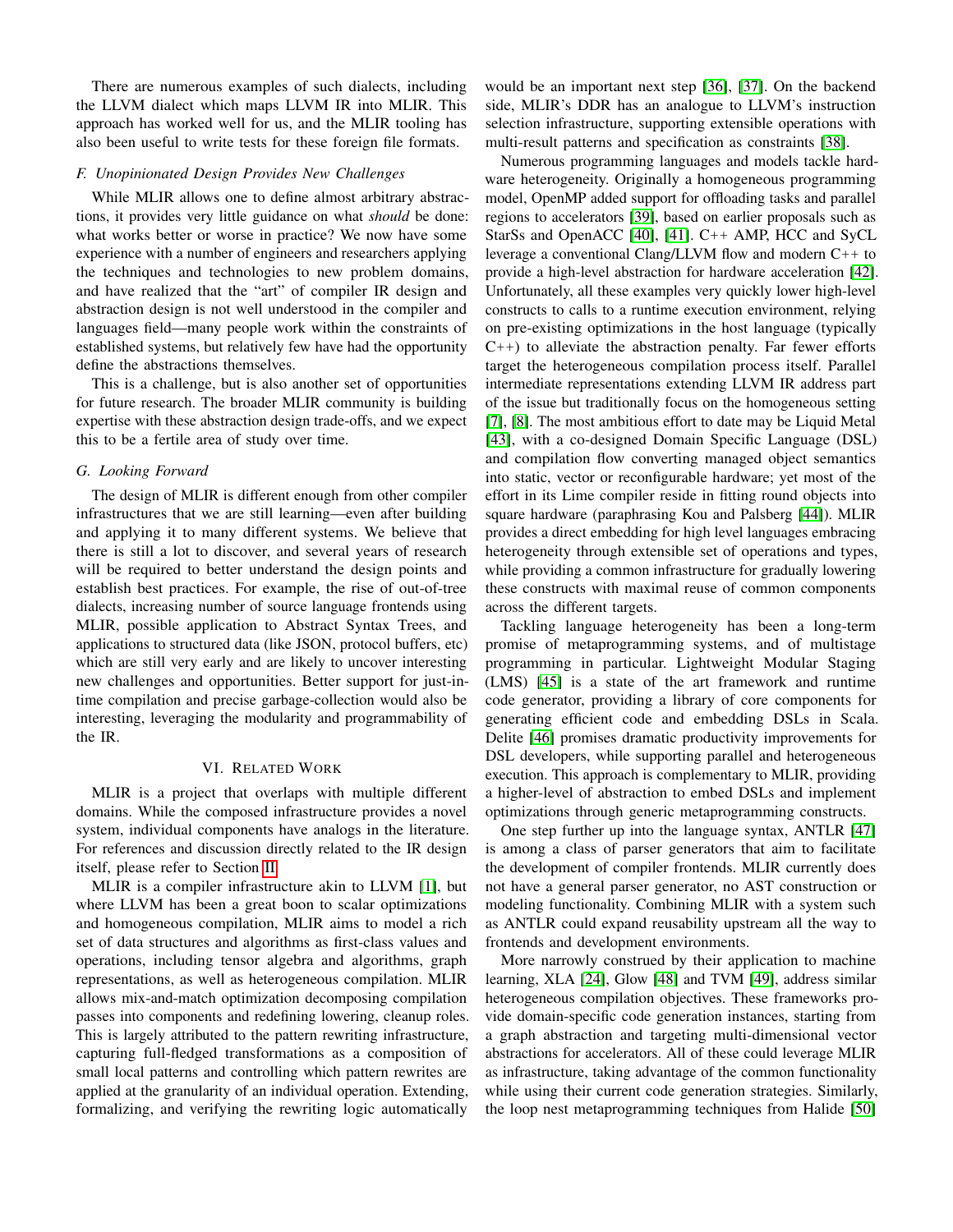There are numerous examples of such dialects, including the LLVM dialect which maps LLVM IR into MLIR. This approach has worked well for us, and the MLIR tooling has also been useful to write tests for these foreign file formats.

### F. Unopinionated Design Provides New Challenges

While MLIR allows one to define almost arbitrary abstractions, it provides very little guidance on what *should* be done: what works better or worse in practice? We now have some experience with a number of engineers and researchers applying the techniques and technologies to new problem domains, and have realized that the "art" of compiler IR design and abstraction design is not well understood in the compiler and languages field—many people work within the constraints of established systems, but relatively few have had the opportunity define the abstractions themselves.

This is a challenge, but is also another set of opportunities for future research. The broader MLIR community is building expertise with these abstraction design trade-offs, and we expect this to be a fertile area of study over time.

### G. Looking Forward

The design of MLIR is different enough from other compiler infrastructures that we are still learning—even after building and applying it to many different systems. We believe that there is still a lot to discover, and several years of research will be required to better understand the design points and establish best practices. For example, the rise of out-of-tree dialects, increasing number of source language frontends using MLIR, possible application to Abstract Syntax Trees, and applications to structured data (like JSON, protocol buffers, etc) which are still very early and are likely to uncover interesting new challenges and opportunities. Better support for just-in-time compilation and precise garbage-collection would also be interesting, leveraging the modularity and programmability of the IR.

## VI. Related Work

MLIR is a project that overlaps with multiple different domains. While the composed infrastructure provides a novel system, individual components have analogs in the literature. For references and discussion directly related to the IR design itself, please refer to Section II.

MLIR is a compiler infrastructure akin to LLVM [1], but where LLVM has been a great boon to scalar optimizations and homogeneous compilation, MLIR aims to model a rich set of data structures and algorithms as first-class values and operations, including tensor algebra and algorithms, graph representations, as well as heterogeneous compilation. MLIR allows mix-and-match optimization decomposing compilation passes into components and redefining lowering, cleanup roles. This is largely attributed to the pattern rewriting infrastructure, capturing full-fledged transformations as a composition of small local patterns and controlling which pattern rewrites are applied at the granularity of an individual operation. Extending, formalizing, and verifying the rewriting logic automatically would be an important next step [36], [37]. On the backend side, MLIR's DDR has an analogue to LLVM's instruction selection infrastructure, supporting extensible operations with multi-result patterns and specification as constraints [38].

Numerous programming languages and models tackle hardware heterogeneity. Originally a homogeneous programming model, OpenMP added support for offloading tasks and parallel regions to accelerators [39], based on earlier proposals such as StarSs and OpenACC [40], [41]. C++ AMP, HCC and SyCL leverage a conventional Clang/LLVM flow and modern C++ to provide a high-level abstraction for hardware acceleration [42]. Unfortunately, all these examples very quickly lower high-level constructs to calls to a runtime execution environment, relying on pre-existing optimizations in the host language (typically C++) to alleviate the abstraction penalty. Far fewer efforts target the heterogeneous compilation process itself. Parallel intermediate representations extending LLVM IR address part of the issue but traditionally focus on the homogeneous setting [7], [8]. The most ambitious effort to date may be Liquid Metal [43], with a co-designed Domain Specific Language (DSL) and compilation flow converting managed object semantics into static, vector or reconfigurable hardware; yet most of the effort in its Lime compiler reside in fitting round objects into square hardware (paraphrasing Kou and Palsberg [44]). MLIR provides a direct embedding for high level languages embracing heterogeneity through extensible set of operations and types, while providing a common infrastructure for gradually lowering these constructs with maximal reuse of common components across the different targets.

Tackling language heterogeneity has been a long-term promise of metaprogramming systems, and of multistage programming in particular. Lightweight Modular Staging (LMS) [45] is a state of the art framework and runtime code generator, providing a library of core components for generating efficient code and embedding DSLs in Scala. Delite [46] promises dramatic productivity improvements for DSL developers, while supporting parallel and heterogeneous execution. This approach is complementary to MLIR, providing a higher-level of abstraction to embed DSLs and implement optimizations through generic metaprogramming constructs.

One step further up into the language syntax, ANTLR [47] is among a class of parser generators that aim to facilitate the development of compiler frontends. MLIR currently does not have a general parser generator, no AST construction or modeling functionality. Combining MLIR with a system such as ANTLR could expand reusability upstream all the way to frontends and development environments.

More narrowly construed by their application to machine learning, XLA [24], Glow [48] and TVM [49], address similar heterogeneous compilation objectives. These frameworks provide domain-specific code generation instances, starting from a graph abstraction and targeting multi-dimensional vector abstractions for accelerators. All of these could leverage MLIR as infrastructure, taking advantage of the common functionality while using their current code generation strategies. Similarly, the loop nest metaprogramming techniques from Halide [50]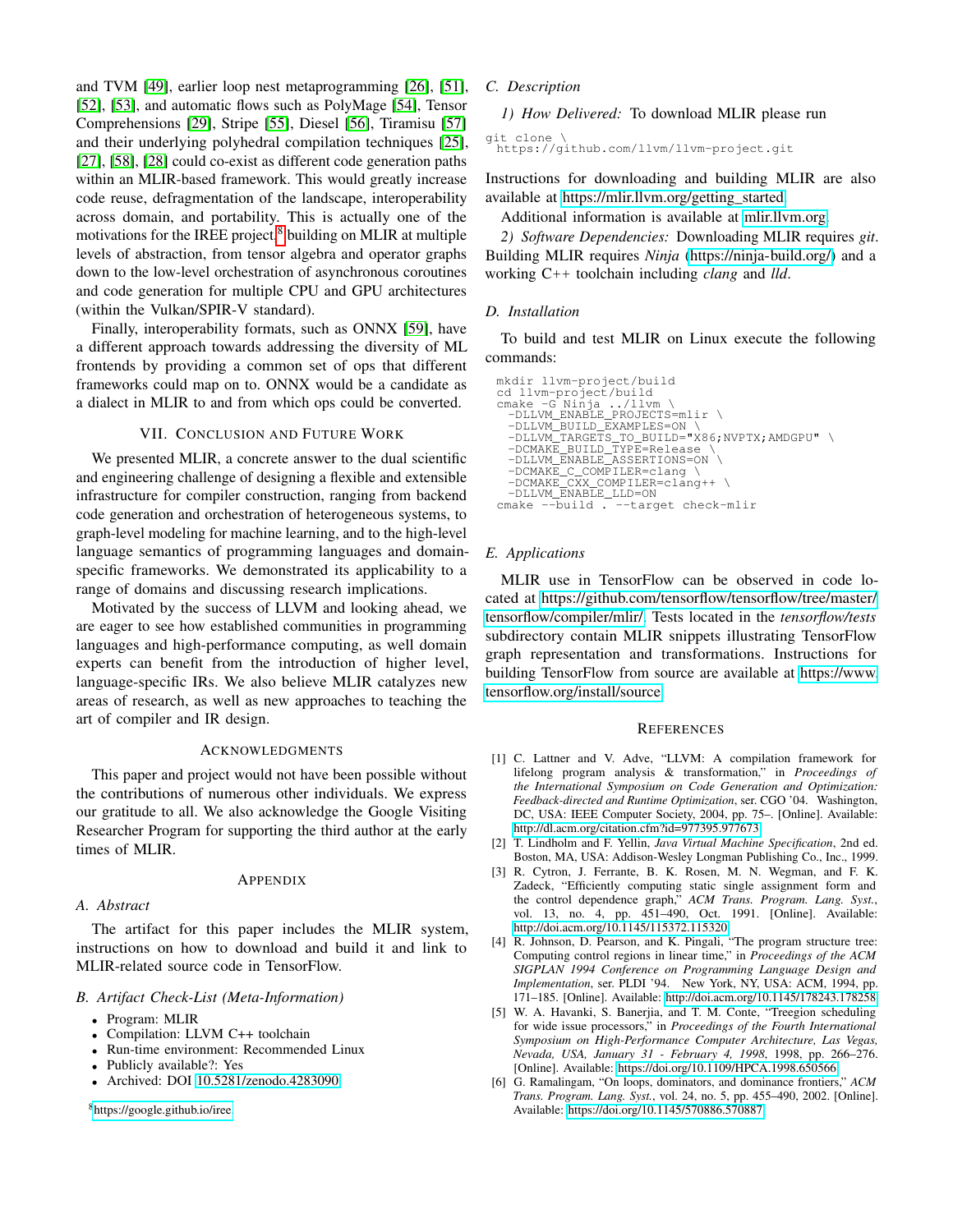and TVM [49], earlier loop nest metaprogramming [26], [51], [52], [53], and automatic flows such as PolyMage [54], Tensor Comprehensions [29], Stripe [55], Diesel [56], Tiramisu [57] and their underlying polyhedral compilation techniques [25], [27], [58], [28] could co-exist as different code generation paths within an MLIR-based framework. This would greatly increase code reuse, defragmentation of the landscape, interoperability across domain, and portability. This is actually one of the motivations for the IREE project,[8] building on MLIR at multiple levels of abstraction, from tensor algebra and operator graphs down to the low-level orchestration of asynchronous coroutines and code generation for multiple CPU and GPU architectures (within the Vulkan/SPIR-V standard).

Finally, interoperability formats, such as ONNX [59], have a different approach towards addressing the diversity of ML frontends by providing a common set of ops that different frameworks could map on to. ONNX would be a candidate as a dialect in MLIR to and from which ops could be converted.

## VII. Conclusion and Future Work

We presented MLIR, a concrete answer to the dual scientific and engineering challenge of designing a flexible and extensible infrastructure for compiler construction, ranging from backend code generation and orchestration of heterogeneous systems, to graph-level modeling for machine learning, and to the high-level language semantics of programming languages and domain-specific frameworks. We demonstrated its applicability to a range of domains and discussing research implications.

Motivated by the success of LLVM and looking ahead, we are eager to see how established communities in programming languages and high-performance computing, as well domain experts can benefit from the introduction of higher level, language-specific IRs. We also believe MLIR catalyzes new areas of research, as well as new approaches to teaching the art of compiler and IR design.

## Acknowledgments

This paper and project would not have been possible without the contributions of numerous other individuals. We express our gratitude to all. We also acknowledge the Google Visiting Researcher Program for supporting the third author at the early times of MLIR.

## Appendix

### A. Abstract

The artifact for this paper includes the MLIR system, instructions on how to download and build it and link to MLIR-related source code in TensorFlow.

### B. Artifact Check-List (Meta-Information)

- Program: MLIR
- Compilation: LLVM C++ toolchain
- Run-time environment: Recommended Linux
- Publicly available?: Yes
- Archived: DOI 10.5281/zenodo.4283090

[8] https://google.github.io/iree

### C. Description

*1) How Delivered:* To download MLIR please run

```
git clone \
  https://github.com/llvm/llvm-project.git
```

Instructions for downloading and building MLIR are also available at https://mlir.llvm.org/getting_started.

Additional information is available at mlir.llvm.org.

*2) Software Dependencies:* Downloading MLIR requires *git*. Building MLIR requires *Ninja* (https://ninja-build.org/) and a working C++ toolchain including *clang* and *lld*.

### D. Installation

To build and test MLIR on Linux execute the following commands:

```
mkdir llvm-project/build
cd llvm-project/build
cmake -G Ninja ../llvm \
  -DLLVM_ENABLE_PROJECTS=mlir \
  -DLLVM_BUILD_EXAMPLES=ON \
  -DLLVM_TARGETS_TO_BUILD="X86;NVPTX;AMDGPU" \
  -DCMAKE_BUILD_TYPE=Release \
  -DLLVM_ENABLE_ASSERTIONS=ON \
  -DCMAKE_C_COMPILER=clang \
  -DCMAKE_CXX_COMPILER=clang++ \
  -DLLVM_ENABLE_LLD=ON
cmake --build . --target check-mlir
```

### E. Applications

MLIR use in TensorFlow can be observed in code located at https://github.com/tensorflow/tensorflow/tree/master/tensorflow/compiler/mlir/. Tests located in the *tensorflow/tests* subdirectory contain MLIR snippets illustrating TensorFlow graph representation and transformations. Instructions for building TensorFlow from source are available at https://www.tensorflow.org/install/source.

## References

[1] C. Lattner and V. Adve, "LLVM: A compilation framework for lifelong program analysis & transformation," in *Proceedings of the International Symposium on Code Generation and Optimization: Feedback-directed and Runtime Optimization*, ser. CGO '04. Washington, DC, USA: IEEE Computer Society, 2004, pp. 75–. [Online]. Available: http://dl.acm.org/citation.cfm?id=977395.977673

[2] T. Lindholm and F. Yellin, *Java Virtual Machine Specification*, 2nd ed. Boston, MA, USA: Addison-Wesley Longman Publishing Co., Inc., 1999.

[3] R. Cytron, J. Ferrante, B. K. Rosen, M. N. Wegman, and F. K. Zadeck, "Efficiently computing static single assignment form and the control dependence graph," *ACM Trans. Program. Lang. Syst.*, vol. 13, no. 4, pp. 451–490, Oct. 1991. [Online]. Available: http://doi.acm.org/10.1145/115372.115320

[4] R. Johnson, D. Pearson, and K. Pingali, "The program structure tree: Computing control regions in linear time," in *Proceedings of the ACM SIGPLAN 1994 Conference on Programming Language Design and Implementation*, ser. PLDI '94. New York, NY, USA: ACM, 1994, pp. 171–185. [Online]. Available: http://doi.acm.org/10.1145/178243.178258

[5] W. A. Havanki, S. Banerjia, and T. M. Conte, "Treegion scheduling for wide issue processors," in *Proceedings of the Fourth International Symposium on High-Performance Computer Architecture, Las Vegas, Nevada, USA, January 31 - February 4, 1998*, 1998, pp. 266–276. [Online]. Available: https://doi.org/10.1109/HPCA.1998.650566

[6] G. Ramalingam, "On loops, dominators, and dominance frontiers," *ACM Trans. Program. Lang. Syst.*, vol. 24, no. 5, pp. 455–490, 2002. [Online]. Available: https://doi.org/10.1145/570886.570887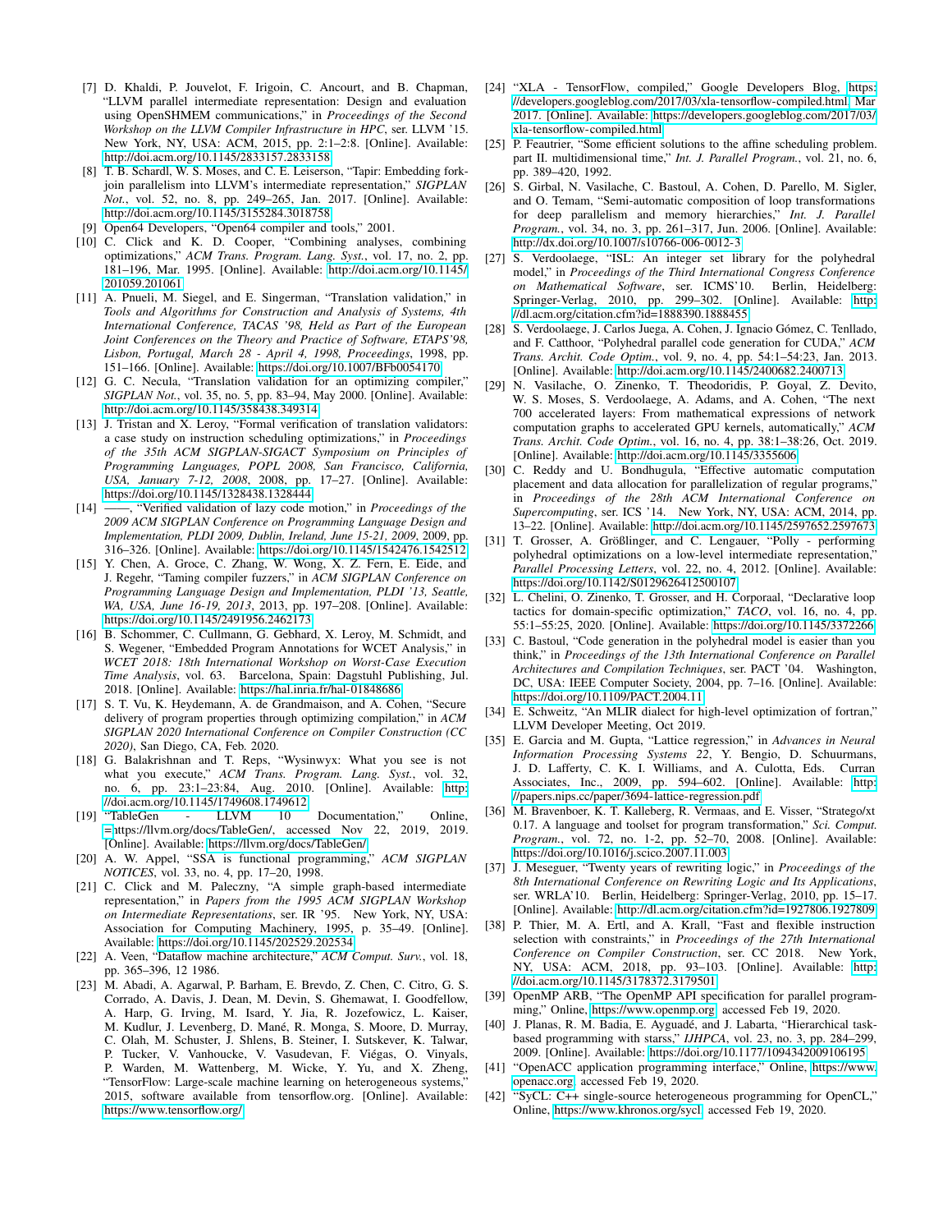[7] D. Khaldi, P. Jouvelot, F. Irigoin, C. Ancourt, and B. Chapman, "LLVM parallel intermediate representation: Design and evaluation using OpenSHMEM communications," in *Proceedings of the Second Workshop on the LLVM Compiler Infrastructure in HPC*, ser. LLVM '15. New York, NY, USA: ACM, 2015, pp. 2:1–2:8. [Online]. Available: http://doi.acm.org/10.1145/2833157.2833158

[8] T. B. Schardl, W. S. Moses, and C. E. Leiserson, "Tapir: Embedding fork-join parallelism into LLVM's intermediate representation," *SIGPLAN Not.*, vol. 52, no. 8, pp. 249–265, Jan. 2017. [Online]. Available: http://doi.acm.org/10.1145/3155284.3018758

[9] Open64 Developers, "Open64 compiler and tools," 2001.

[10] C. Click and K. D. Cooper, "Combining analyses, combining optimizations," *ACM Trans. Program. Lang. Syst.*, vol. 17, no. 2, pp. 181–196, Mar. 1995. [Online]. Available: http://doi.acm.org/10.1145/201059.201061

[11] A. Pnueli, M. Siegel, and E. Singerman, "Translation validation," in *Tools and Algorithms for Construction and Analysis of Systems, 4th International Conference, TACAS '98, Held as Part of the European Joint Conferences on the Theory and Practice of Software, ETAPS'98, Lisbon, Portugal, March 28 - April 4, 1998, Proceedings*, 1998, pp. 151–166. [Online]. Available: https://doi.org/10.1007/BFb0054170

[12] G. C. Necula, "Translation validation for an optimizing compiler," *SIGPLAN Not.*, vol. 35, no. 5, pp. 83–94, May 2000. [Online]. Available: http://doi.acm.org/10.1145/358438.349314

[13] J. Tristan and X. Leroy, "Formal verification of translation validators: a case study on instruction scheduling optimizations," in *Proceedings of the 35th ACM SIGPLAN-SIGACT Symposium on Principles of Programming Languages, POPL 2008, San Francisco, California, USA, January 7-12, 2008*, 2008, pp. 17–27. [Online]. Available: https://doi.org/10.1145/1328438.1328444

[14] ——, "Verified validation of lazy code motion," in *Proceedings of the 2009 ACM SIGPLAN Conference on Programming Language Design and Implementation, PLDI 2009, Dublin, Ireland, June 15-21, 2009*, 2009, pp. 316–326. [Online]. Available: https://doi.org/10.1145/1542476.1542512

[15] Y. Chen, A. Groce, C. Zhang, W. Wong, X. Z. Fern, E. Eide, and J. Regehr, "Taming compiler fuzzers," in *ACM SIGPLAN Conference on Programming Language Design and Implementation, PLDI '13, Seattle, WA, USA, June 16-19, 2013*, 2013, pp. 197–208. [Online]. Available: https://doi.org/10.1145/2491956.2462173

[16] B. Schommer, C. Cullmann, G. Gebhard, X. Leroy, M. Schmidt, and S. Wegener, "Embedded Program Annotations for WCET Analysis," in *WCET 2018: 18th International Workshop on Worst-Case Execution Time Analysis*, vol. 63. Barcelona, Spain: Dagstuhl Publishing, Jul. 2018. [Online]. Available: https://hal.inria.fr/hal-01848686

[17] S. T. Vu, K. Heydemann, A. de Grandmaison, and A. Cohen, "Secure delivery of program properties through optimizing compilation," in *ACM SIGPLAN 2020 International Conference on Compiler Construction (CC 2020)*, San Diego, CA, Feb. 2020.

[18] G. Balakrishnan and T. Reps, "Wysinwyx: What you see is not what you execute," *ACM Trans. Program. Lang. Syst.*, vol. 32, no. 6, pp. 23:1–23:84, Aug. 2010. [Online]. Available: http://doi.acm.org/10.1145/1749608.1749612

[19] "TableGen - LLVM 10 Documentation," Online, =https://llvm.org/docs/TableGen/, accessed Nov 22, 2019, 2019. [Online]. Available: https://llvm.org/docs/TableGen/

[20] A. W. Appel, "SSA is functional programming," *ACM SIGPLAN NOTICES*, vol. 33, no. 4, pp. 17–20, 1998.

[21] C. Click and M. Paleczny, "A simple graph-based intermediate representation," in *Papers from the 1995 ACM SIGPLAN Workshop on Intermediate Representations*, ser. IR '95. New York, NY, USA: Association for Computing Machinery, 1995, p. 35–49. [Online]. Available: https://doi.org/10.1145/202529.202534

[22] A. Veen, "Dataflow machine architecture," *ACM Comput. Surv.*, vol. 18, pp. 365–396, 12 1986.

[23] M. Abadi, A. Agarwal, P. Barham, E. Brevdo, Z. Chen, C. Citro, G. S. Corrado, A. Davis, J. Dean, M. Devin, S. Ghemawat, I. Goodfellow, A. Harp, G. Irving, M. Isard, Y. Jia, R. Jozefowicz, L. Kaiser, M. Kudlur, J. Levenberg, D. Mané, R. Monga, S. Moore, D. Murray, C. Olah, M. Schuster, J. Shlens, B. Steiner, I. Sutskever, K. Talwar, P. Tucker, V. Vanhoucke, V. Vasudevan, F. Viégas, O. Vinyals, P. Warden, M. Wattenberg, M. Wicke, Y. Yu, and X. Zheng, "TensorFlow: Large-scale machine learning on heterogeneous systems," 2015, software available from tensorflow.org. [Online]. Available: https://www.tensorflow.org/

[24] "XLA - TensorFlow, compiled," Google Developers Blog, https://developers.googleblog.com/2017/03/xla-tensorflow-compiled.html, Mar 2017. [Online]. Available: https://developers.googleblog.com/2017/03/xla-tensorflow-compiled.html

[25] P. Feautrier, "Some efficient solutions to the affine scheduling problem. part II. multidimensional time," *Int. J. Parallel Program.*, vol. 21, no. 6, pp. 389–420, 1992.

[26] S. Girbal, N. Vasilache, C. Bastoul, A. Cohen, D. Parello, M. Sigler, and O. Temam, "Semi-automatic composition of loop transformations for deep parallelism and memory hierarchies," *Int. J. Parallel Program.*, vol. 34, no. 3, pp. 261–317, Jun. 2006. [Online]. Available: http://dx.doi.org/10.1007/s10766-006-0012-3

[27] S. Verdoolaege, "ISL: An integer set library for the polyhedral model," in *Proceedings of the Third International Congress Conference on Mathematical Software*, ser. ICMS'10. Berlin, Heidelberg: Springer-Verlag, 2010, pp. 299–302. [Online]. Available: http://dl.acm.org/citation.cfm?id=1888390.1888455

[28] S. Verdoolaege, J. Carlos Juega, A. Cohen, J. Ignacio Gómez, C. Tenllado, and F. Catthoor, "Polyhedral parallel code generation for CUDA," *ACM Trans. Archit. Code Optim.*, vol. 9, no. 4, pp. 54:1–54:23, Jan. 2013. [Online]. Available: http://doi.acm.org/10.1145/2400682.2400713

[29] N. Vasilache, O. Zinenko, T. Theodoridis, P. Goyal, Z. Devito, W. S. Moses, S. Verdoolaege, A. Adams, and A. Cohen, "The next 700 accelerated layers: From mathematical expressions of network computation graphs to accelerated GPU kernels, automatically," *ACM Trans. Archit. Code Optim.*, vol. 16, no. 4, pp. 38:1–38:26, Oct. 2019. [Online]. Available: http://doi.acm.org/10.1145/3355606

[30] C. Reddy and U. Bondhugula, "Effective automatic computation placement and data allocation for parallelization of regular programs," in *Proceedings of the 28th ACM International Conference on Supercomputing*, ser. ICS '14. New York, NY, USA: ACM, 2014, pp. 13–22. [Online]. Available: http://doi.acm.org/10.1145/2597652.2597673

[31] T. Grosser, A. Größlinger, and C. Lengauer, "Polly - performing polyhedral optimizations on a low-level intermediate representation," *Parallel Processing Letters*, vol. 22, no. 4, 2012. [Online]. Available: https://doi.org/10.1142/S0129626412500107

[32] L. Chelini, O. Zinenko, T. Grosser, and H. Corporaal, "Declarative loop tactics for domain-specific optimization," *TACO*, vol. 16, no. 4, pp. 55:1–55:25, 2020. [Online]. Available: https://doi.org/10.1145/3372266

[33] C. Bastoul, "Code generation in the polyhedral model is easier than you think," in *Proceedings of the 13th International Conference on Parallel Architectures and Compilation Techniques*, ser. PACT '04. Washington, DC, USA: IEEE Computer Society, 2004, pp. 7–16. [Online]. Available: https://doi.org/10.1109/PACT.2004.11

[34] E. Schweitz, "An MLIR dialect for high-level optimization of fortran," LLVM Developer Meeting, Oct 2019.

[35] E. Garcia and M. Gupta, "Lattice regression," in *Advances in Neural Information Processing Systems 22*, Y. Bengio, D. Schuurmans, J. D. Lafferty, C. K. I. Williams, and A. Culotta, Eds. Curran Associates, Inc., 2009, pp. 594–602. [Online]. Available: http://papers.nips.cc/paper/3694-lattice-regression.pdf

[36] M. Bravenboer, K. T. Kalleberg, R. Vermaas, and E. Visser, "Stratego/xt 0.17. A language and toolset for program transformation," *Sci. Comput. Program.*, vol. 72, no. 1-2, pp. 52–70, 2008. [Online]. Available: https://doi.org/10.1016/j.scico.2007.11.003

[37] J. Meseguer, "Twenty years of rewriting logic," in *Proceedings of the 8th International Conference on Rewriting Logic and Its Applications*, ser. WRLA'10. Berlin, Heidelberg: Springer-Verlag, 2010, pp. 15–17. [Online]. Available: http://dl.acm.org/citation.cfm?id=1927806.1927809

[38] P. Thier, M. A. Ertl, and A. Krall, "Fast and flexible instruction selection with constraints," in *Proceedings of the 27th International Conference on Compiler Construction*, ser. CC 2018. New York, NY, USA: ACM, 2018, pp. 93–103. [Online]. Available: http://doi.acm.org/10.1145/3178372.3179501

[39] OpenMP ARB, "The OpenMP API specification for parallel programming," Online, https://www.openmp.org, accessed Feb 19, 2020.

[40] J. Planas, R. M. Badia, E. Ayguadé, and J. Labarta, "Hierarchical task-based programming with starss," *IJHPCA*, vol. 23, no. 3, pp. 284–299, 2009. [Online]. Available: https://doi.org/10.1177/1094342009106195

[41] "OpenACC application programming interface," Online, https://www.openacc.org, accessed Feb 19, 2020.

[42] "SyCL: C++ single-source heterogeneous programming for OpenCL," Online, https://www.khronos.org/sycl, accessed Feb 19, 2020.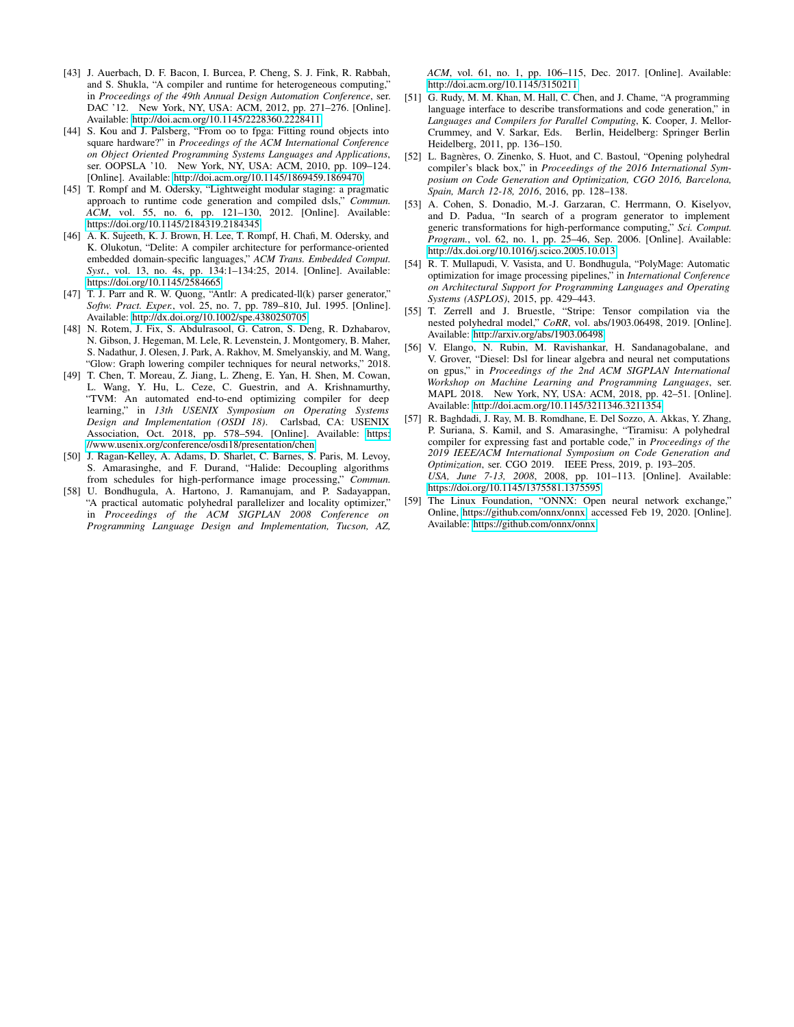[43] J. Auerbach, D. F. Bacon, I. Burcea, P. Cheng, S. J. Fink, R. Rabbah, and S. Shukla, "A compiler and runtime for heterogeneous computing," in *Proceedings of the 49th Annual Design Automation Conference*, ser. DAC '12. New York, NY, USA: ACM, 2012, pp. 271–276. [Online]. Available: http://doi.acm.org/10.1145/2228360.2228411

[44] S. Kou and J. Palsberg, "From oo to fpga: Fitting round objects into square hardware?" in *Proceedings of the ACM International Conference on Object Oriented Programming Systems Languages and Applications*, ser. OOPSLA '10. New York, NY, USA: ACM, 2010, pp. 109–124. [Online]. Available: http://doi.acm.org/10.1145/1869459.1869470

[45] T. Rompf and M. Odersky, "Lightweight modular staging: a pragmatic approach to runtime code generation and compiled dsls," *Commun. ACM*, vol. 55, no. 6, pp. 121–130, 2012. [Online]. Available: https://doi.org/10.1145/2184319.2184345

[46] A. K. Sujeeth, K. J. Brown, H. Lee, T. Rompf, H. Chafi, M. Odersky, and K. Olukotun, "Delite: A compiler architecture for performance-oriented embedded domain-specific languages," *ACM Trans. Embedded Comput. Syst.*, vol. 13, no. 4s, pp. 134:1–134:25, 2014. [Online]. Available: https://doi.org/10.1145/2584665

[47] T. J. Parr and R. W. Quong, "Antlr: A predicated-ll(k) parser generator," *Softw. Pract. Exper.*, vol. 25, no. 7, pp. 789–810, Jul. 1995. [Online]. Available: http://dx.doi.org/10.1002/spe.4380250705

[48] N. Rotem, J. Fix, S. Abdulrasool, G. Catron, S. Deng, R. Dzhabarov, N. Gibson, J. Hegeman, M. Lele, R. Levenstein, J. Montgomery, B. Maher, S. Nadathur, J. Olesen, J. Park, A. Rakhov, M. Smelyanskiy, and M. Wang, "Glow: Graph lowering compiler techniques for neural networks," 2018.

[49] T. Chen, T. Moreau, Z. Jiang, L. Zheng, E. Yan, H. Shen, M. Cowan, L. Wang, Y. Hu, L. Ceze, C. Guestrin, and A. Krishnamurthy, "TVM: An automated end-to-end optimizing compiler for deep learning," in *13th USENIX Symposium on Operating Systems Design and Implementation (OSDI 18)*. Carlsbad, CA: USENIX Association, Oct. 2018, pp. 578–594. [Online]. Available: https://www.usenix.org/conference/osdi18/presentation/chen

[50] J. Ragan-Kelley, A. Adams, D. Sharlet, C. Barnes, S. Paris, M. Levoy, S. Amarasinghe, and F. Durand, "Halide: Decoupling algorithms from schedules for high-performance image processing," *Commun. ACM*, vol. 61, no. 1, pp. 106–115, Dec. 2017. [Online]. Available: http://doi.acm.org/10.1145/3150211

[51] G. Rudy, M. M. Khan, M. Hall, C. Chen, and J. Chame, "A programming language interface to describe transformations and code generation," in *Languages and Compilers for Parallel Computing*, K. Cooper, J. Mellor-Crummey, and V. Sarkar, Eds. Berlin, Heidelberg: Springer Berlin Heidelberg, 2011, pp. 136–150.

[52] L. Bagnères, O. Zinenko, S. Huot, and C. Bastoul, "Opening polyhedral compiler's black box," in *Proceedings of the 2016 International Symposium on Code Generation and Optimization, CGO 2016, Barcelona, Spain, March 12-18, 2016*, 2016, pp. 128–138.

[53] A. Cohen, S. Donadio, M.-J. Garzaran, C. Herrmann, O. Kiselyov, and D. Padua, "In search of a program generator to implement generic transformations for high-performance computing," *Sci. Comput. Program.*, vol. 62, no. 1, pp. 25–46, Sep. 2006. [Online]. Available: http://dx.doi.org/10.1016/j.scico.2005.10.013

[54] R. T. Mullapudi, V. Vasista, and U. Bondhugula, "PolyMage: Automatic optimization for image processing pipelines," in *International Conference on Architectural Support for Programming Languages and Operating Systems (ASPLOS)*, 2015, pp. 429–443.

[55] T. Zerrell and J. Bruestle, "Stripe: Tensor compilation via the nested polyhedral model," *CoRR*, vol. abs/1903.06498, 2019. [Online]. Available: http://arxiv.org/abs/1903.06498

[56] V. Elango, N. Rubin, M. Ravishankar, H. Sandanagobalane, and V. Grover, "Diesel: Dsl for linear algebra and neural net computations on gpus," in *Proceedings of the 2nd ACM SIGPLAN International Workshop on Machine Learning and Programming Languages*, ser. MAPL 2018. New York, NY, USA: ACM, 2018, pp. 42–51. [Online]. Available: http://doi.acm.org/10.1145/3211346.3211354

[57] R. Baghdadi, J. Ray, M. B. Romdhane, E. Del Sozzo, A. Akkas, Y. Zhang, P. Suriana, S. Kamil, and S. Amarasinghe, "Tiramisu: A polyhedral compiler for expressing fast and portable code," in *Proceedings of the 2019 IEEE/ACM International Symposium on Code Generation and Optimization*, ser. CGO 2019. IEEE Press, 2019, p. 193–205.

[58] U. Bondhugula, A. Hartono, J. Ramanujam, and P. Sadayappan, "A practical automatic polyhedral parallelizer and locality optimizer," in *Proceedings of the ACM SIGPLAN 2008 Conference on Programming Language Design and Implementation, Tucson, AZ, USA, June 7-13, 2008*, 2008, pp. 101–113. [Online]. Available: https://doi.org/10.1145/1375581.1375595

[59] The Linux Foundation, "ONNX: Open neural network exchange," Online, https://github.com/onnx/onnx, accessed Feb 19, 2020. [Online]. Available: https://github.com/onnx/onnx